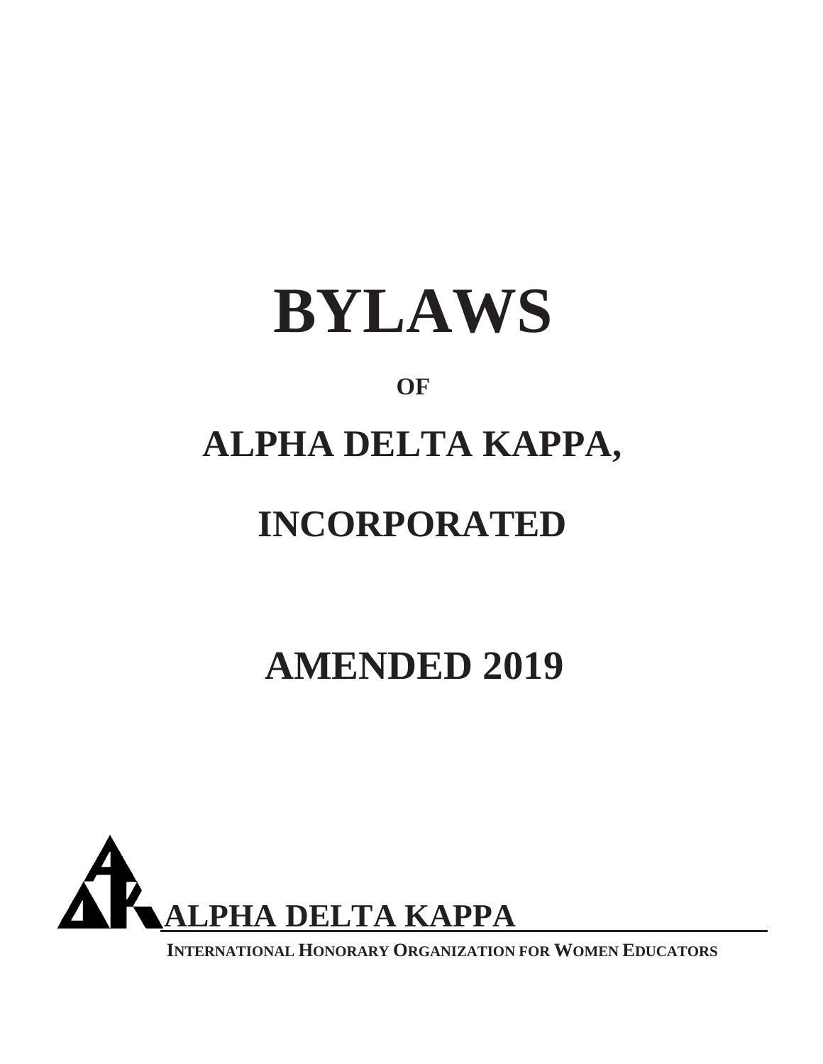# BYLAWS

**OF**

# ALPHA DELTA KAPPA,

# INCORPORATED

# AMENDED 2019

**ALPHA DELTA KAPPA**

**INTERNATIONAL HONORARY ORGANIZATION FOR WOMEN EDUCATORS**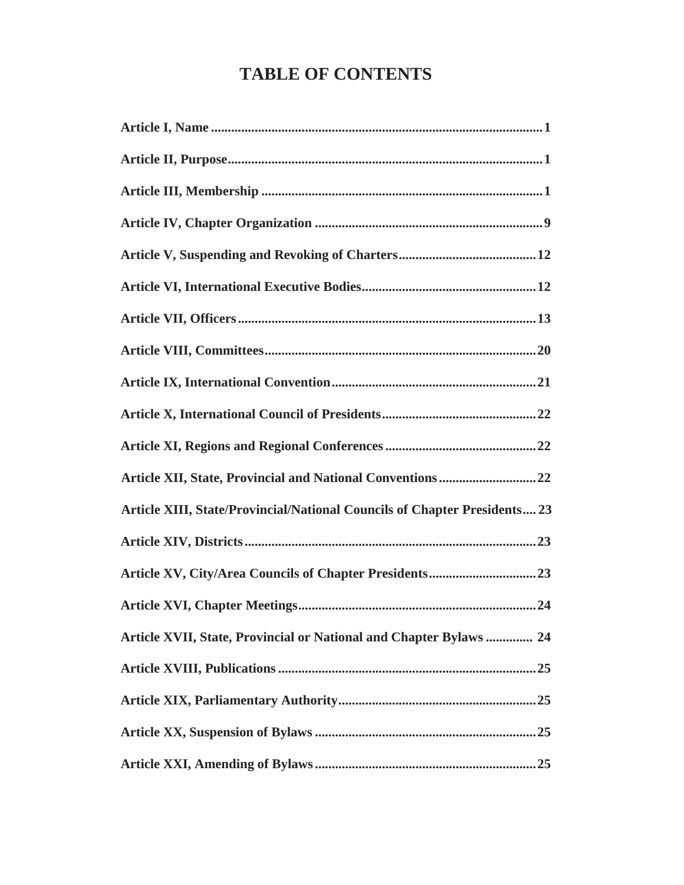# TABLE OF CONTENTS

| | |
|---|---|
| **Article I, Name** | **1** |
| **Article II, Purpose** | **1** |
| **Article III, Membership** | **1** |
| **Article IV, Chapter Organization** | **9** |
| **Article V, Suspending and Revoking of Charters** | **12** |
| **Article VI, International Executive Bodies** | **12** |
| **Article VII, Officers** | **13** |
| **Article VIII, Committees** | **20** |
| **Article IX, International Convention** | **21** |
| **Article X, International Council of Presidents** | **22** |
| **Article XI, Regions and Regional Conferences** | **22** |
| **Article XII, State, Provincial and National Conventions** | **22** |
| **Article XIII, State/Provincial/National Councils of Chapter Presidents** | **23** |
| **Article XIV, Districts** | **23** |
| **Article XV, City/Area Councils of Chapter Presidents** | **23** |
| **Article XVI, Chapter Meetings** | **24** |
| **Article XVII, State, Provincial or National and Chapter Bylaws** | **24** |
| **Article XVIII, Publications** | **25** |
| **Article XIX, Parliamentary Authority** | **25** |
| **Article XX, Suspension of Bylaws** | **25** |
| **Article XXI, Amending of Bylaws** | **25** |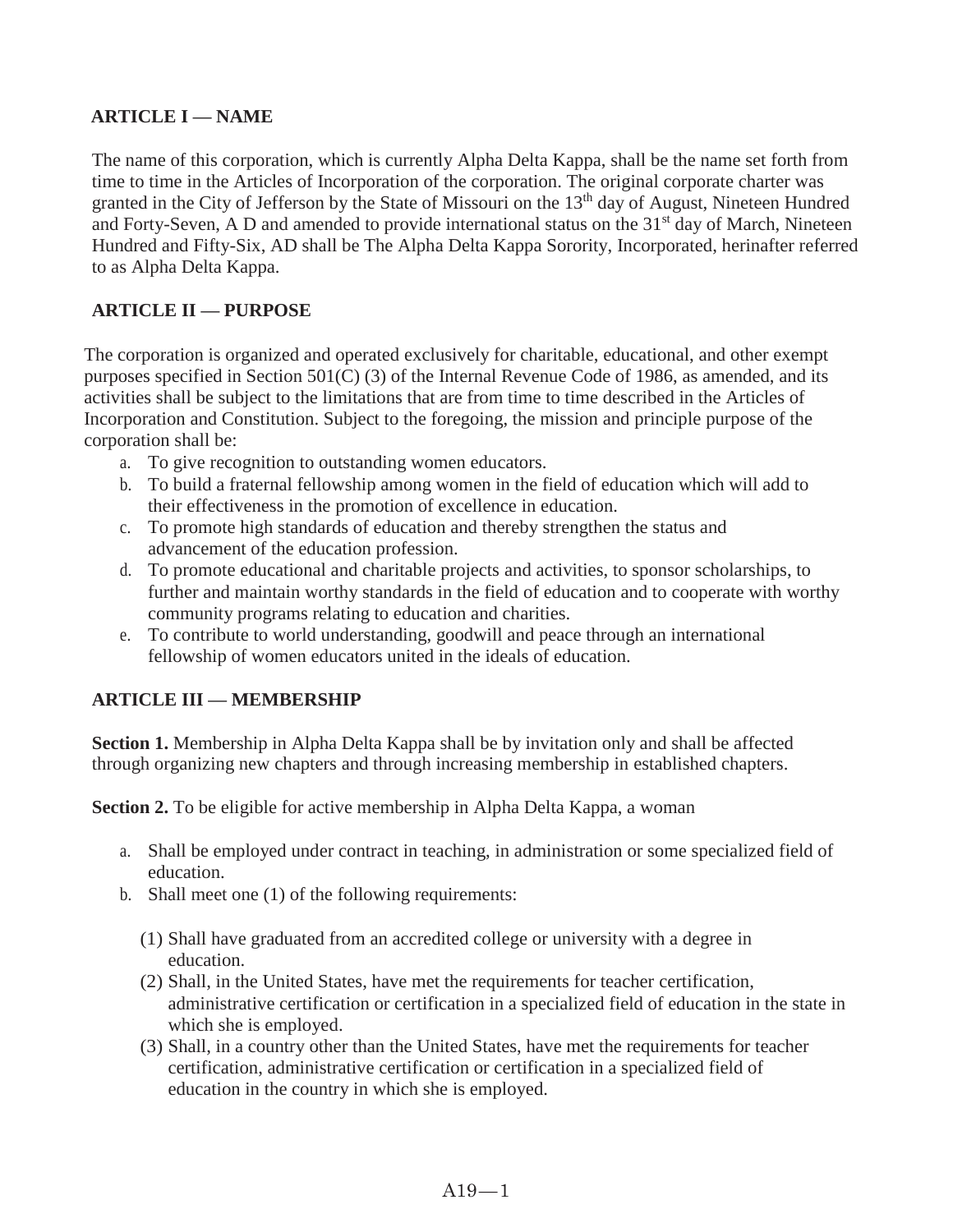## ARTICLE I — NAME

The name of this corporation, which is currently Alpha Delta Kappa, shall be the name set forth from time to time in the Articles of Incorporation of the corporation. The original corporate charter was granted in the City of Jefferson by the State of Missouri on the 13th day of August, Nineteen Hundred and Forty-Seven, A D and amended to provide international status on the 31st day of March, Nineteen Hundred and Fifty-Six, AD shall be The Alpha Delta Kappa Sorority, Incorporated, herinafter referred to as Alpha Delta Kappa.

## ARTICLE II — PURPOSE

The corporation is organized and operated exclusively for charitable, educational, and other exempt purposes specified in Section 501(C) (3) of the Internal Revenue Code of 1986, as amended, and its activities shall be subject to the limitations that are from time to time described in the Articles of Incorporation and Constitution. Subject to the foregoing, the mission and principle purpose of the corporation shall be:

a. To give recognition to outstanding women educators.
b. To build a fraternal fellowship among women in the field of education which will add to their effectiveness in the promotion of excellence in education.
c. To promote high standards of education and thereby strengthen the status and advancement of the education profession.
d. To promote educational and charitable projects and activities, to sponsor scholarships, to further and maintain worthy standards in the field of education and to cooperate with worthy community programs relating to education and charities.
e. To contribute to world understanding, goodwill and peace through an international fellowship of women educators united in the ideals of education.

## ARTICLE III — MEMBERSHIP

**Section 1.** Membership in Alpha Delta Kappa shall be by invitation only and shall be affected through organizing new chapters and through increasing membership in established chapters.

**Section 2.** To be eligible for active membership in Alpha Delta Kappa, a woman

a. Shall be employed under contract in teaching, in administration or some specialized field of education.
b. Shall meet one (1) of the following requirements:
   (1) Shall have graduated from an accredited college or university with a degree in education.
   (2) Shall, in the United States, have met the requirements for teacher certification, administrative certification or certification in a specialized field of education in the state in which she is employed.
   (3) Shall, in a country other than the United States, have met the requirements for teacher certification, administrative certification or certification in a specialized field of education in the country in which she is employed.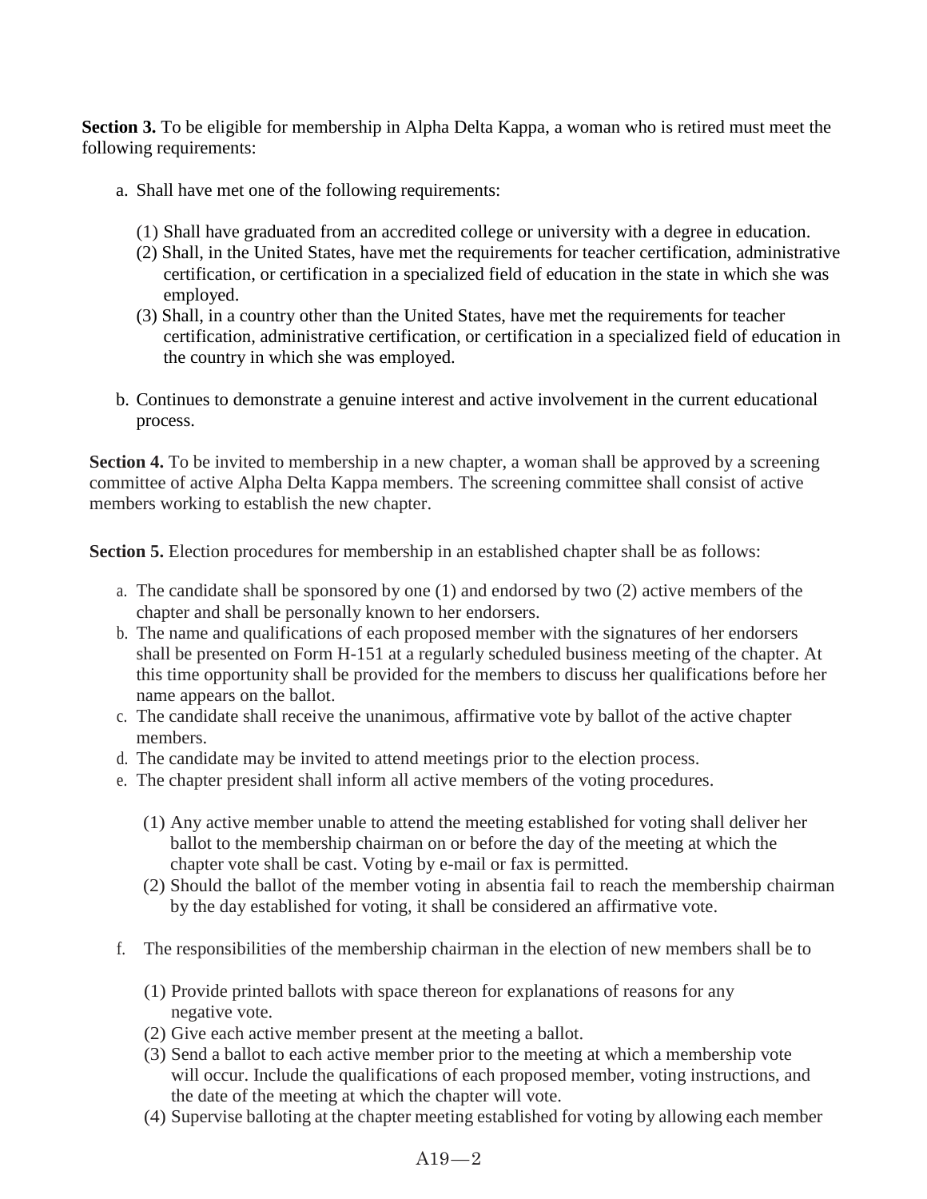**Section 3.** To be eligible for membership in Alpha Delta Kappa, a woman who is retired must meet the following requirements:

a. Shall have met one of the following requirements:

   (1) Shall have graduated from an accredited college or university with a degree in education.
   (2) Shall, in the United States, have met the requirements for teacher certification, administrative certification, or certification in a specialized field of education in the state in which she was employed.
   (3) Shall, in a country other than the United States, have met the requirements for teacher certification, administrative certification, or certification in a specialized field of education in the country in which she was employed.

b. Continues to demonstrate a genuine interest and active involvement in the current educational process.

**Section 4.** To be invited to membership in a new chapter, a woman shall be approved by a screening committee of active Alpha Delta Kappa members. The screening committee shall consist of active members working to establish the new chapter.

**Section 5.** Election procedures for membership in an established chapter shall be as follows:

a. The candidate shall be sponsored by one (1) and endorsed by two (2) active members of the chapter and shall be personally known to her endorsers.
b. The name and qualifications of each proposed member with the signatures of her endorsers shall be presented on Form H-151 at a regularly scheduled business meeting of the chapter. At this time opportunity shall be provided for the members to discuss her qualifications before her name appears on the ballot.
c. The candidate shall receive the unanimous, affirmative vote by ballot of the active chapter members.
d. The candidate may be invited to attend meetings prior to the election process.
e. The chapter president shall inform all active members of the voting procedures.

   (1) Any active member unable to attend the meeting established for voting shall deliver her ballot to the membership chairman on or before the day of the meeting at which the chapter vote shall be cast. Voting by e-mail or fax is permitted.
   (2) Should the ballot of the member voting in absentia fail to reach the membership chairman by the day established for voting, it shall be considered an affirmative vote.

f. The responsibilities of the membership chairman in the election of new members shall be to

   (1) Provide printed ballots with space thereon for explanations of reasons for any negative vote.
   (2) Give each active member present at the meeting a ballot.
   (3) Send a ballot to each active member prior to the meeting at which a membership vote will occur. Include the qualifications of each proposed member, voting instructions, and the date of the meeting at which the chapter will vote.
   (4) Supervise balloting at the chapter meeting established for voting by allowing each member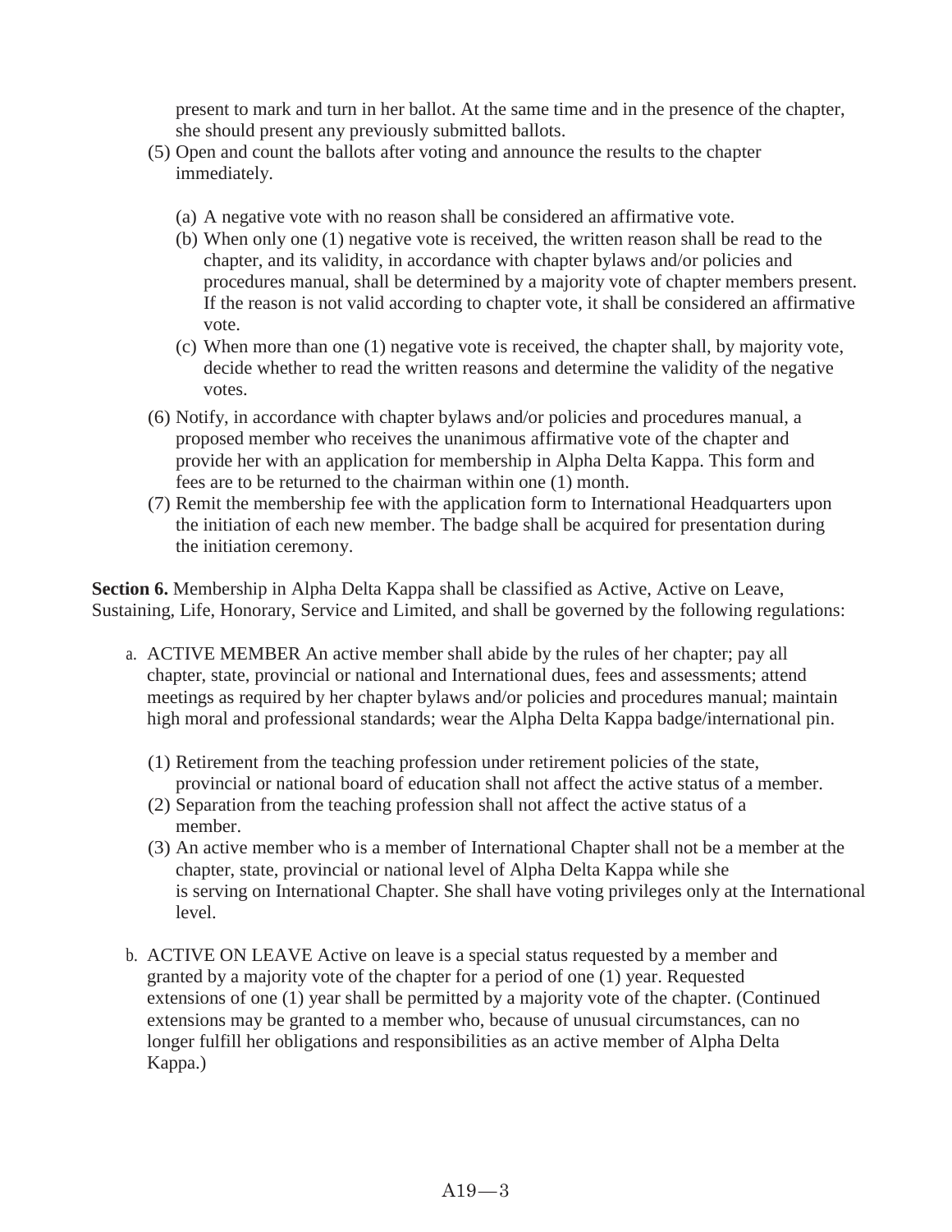present to mark and turn in her ballot. At the same time and in the presence of the chapter, she should present any previously submitted ballots.

(5) Open and count the ballots after voting and announce the results to the chapter immediately.

   (a) A negative vote with no reason shall be considered an affirmative vote.
   (b) When only one (1) negative vote is received, the written reason shall be read to the chapter, and its validity, in accordance with chapter bylaws and/or policies and procedures manual, shall be determined by a majority vote of chapter members present. If the reason is not valid according to chapter vote, it shall be considered an affirmative vote.
   (c) When more than one (1) negative vote is received, the chapter shall, by majority vote, decide whether to read the written reasons and determine the validity of the negative votes.

(6) Notify, in accordance with chapter bylaws and/or policies and procedures manual, a proposed member who receives the unanimous affirmative vote of the chapter and provide her with an application for membership in Alpha Delta Kappa. This form and fees are to be returned to the chairman within one (1) month.

(7) Remit the membership fee with the application form to International Headquarters upon the initiation of each new member. The badge shall be acquired for presentation during the initiation ceremony.

**Section 6.** Membership in Alpha Delta Kappa shall be classified as Active, Active on Leave, Sustaining, Life, Honorary, Service and Limited, and shall be governed by the following regulations:

a. ACTIVE MEMBER An active member shall abide by the rules of her chapter; pay all chapter, state, provincial or national and International dues, fees and assessments; attend meetings as required by her chapter bylaws and/or policies and procedures manual; maintain high moral and professional standards; wear the Alpha Delta Kappa badge/international pin.

   (1) Retirement from the teaching profession under retirement policies of the state, provincial or national board of education shall not affect the active status of a member.
   (2) Separation from the teaching profession shall not affect the active status of a member.
   (3) An active member who is a member of International Chapter shall not be a member at the chapter, state, provincial or national level of Alpha Delta Kappa while she is serving on International Chapter. She shall have voting privileges only at the International level.

b. ACTIVE ON LEAVE Active on leave is a special status requested by a member and granted by a majority vote of the chapter for a period of one (1) year. Requested extensions of one (1) year shall be permitted by a majority vote of the chapter. (Continued extensions may be granted to a member who, because of unusual circumstances, can no longer fulfill her obligations and responsibilities as an active member of Alpha Delta Kappa.)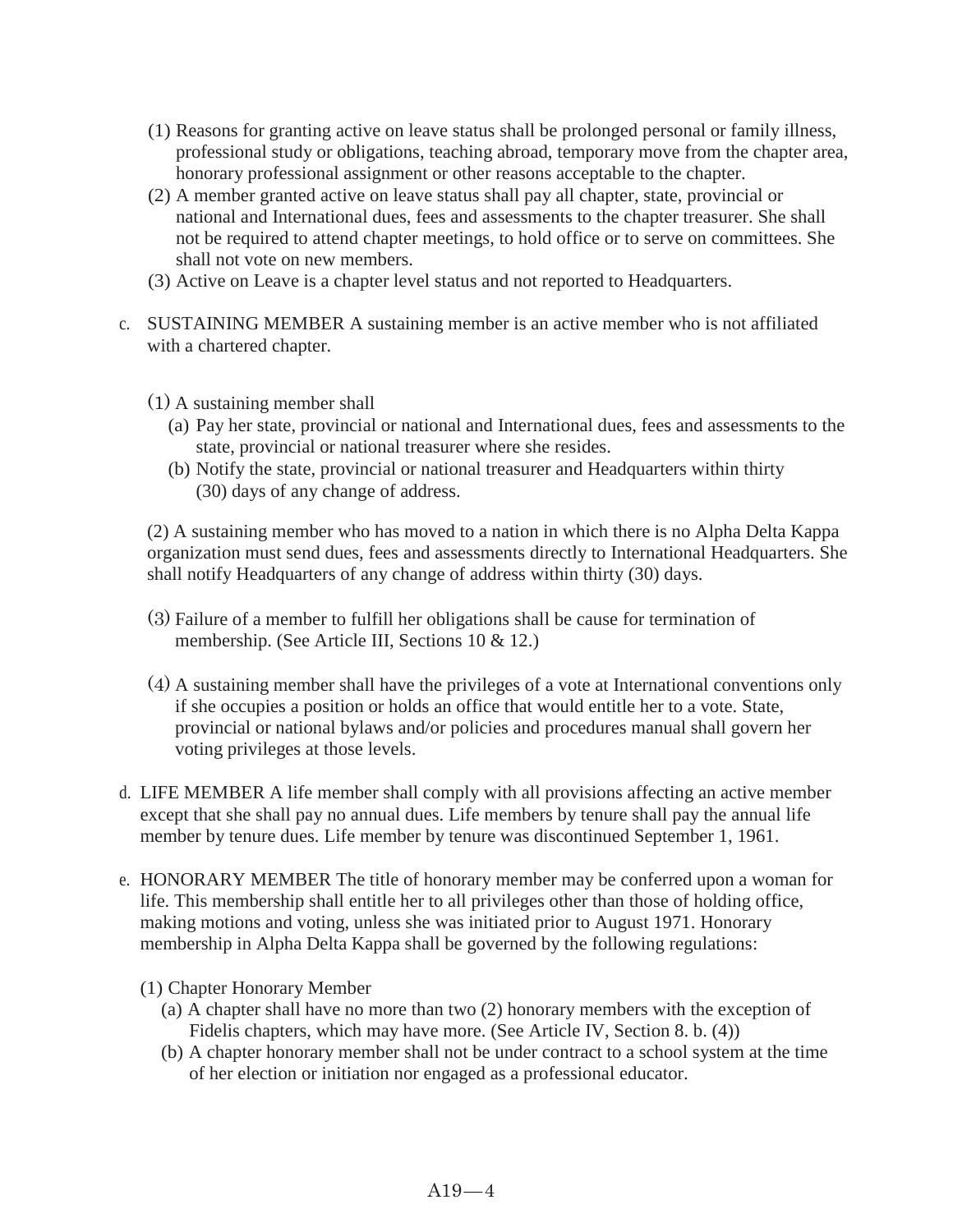(1) Reasons for granting active on leave status shall be prolonged personal or family illness, professional study or obligations, teaching abroad, temporary move from the chapter area, honorary professional assignment or other reasons acceptable to the chapter.

(2) A member granted active on leave status shall pay all chapter, state, provincial or national and International dues, fees and assessments to the chapter treasurer. She shall not be required to attend chapter meetings, to hold office or to serve on committees. She shall not vote on new members.

(3) Active on Leave is a chapter level status and not reported to Headquarters.

c. SUSTAINING MEMBER A sustaining member is an active member who is not affiliated with a chartered chapter.

(1) A sustaining member shall

(a) Pay her state, provincial or national and International dues, fees and assessments to the state, provincial or national treasurer where she resides.

(b) Notify the state, provincial or national treasurer and Headquarters within thirty (30) days of any change of address.

(2) A sustaining member who has moved to a nation in which there is no Alpha Delta Kappa organization must send dues, fees and assessments directly to International Headquarters. She shall notify Headquarters of any change of address within thirty (30) days.

(3) Failure of a member to fulfill her obligations shall be cause for termination of membership. (See Article III, Sections 10 & 12.)

(4) A sustaining member shall have the privileges of a vote at International conventions only if she occupies a position or holds an office that would entitle her to a vote. State, provincial or national bylaws and/or policies and procedures manual shall govern her voting privileges at those levels.

d. LIFE MEMBER A life member shall comply with all provisions affecting an active member except that she shall pay no annual dues. Life members by tenure shall pay the annual life member by tenure dues. Life member by tenure was discontinued September 1, 1961.

e. HONORARY MEMBER The title of honorary member may be conferred upon a woman for life. This membership shall entitle her to all privileges other than those of holding office, making motions and voting, unless she was initiated prior to August 1971. Honorary membership in Alpha Delta Kappa shall be governed by the following regulations:

(1) Chapter Honorary Member

(a) A chapter shall have no more than two (2) honorary members with the exception of Fidelis chapters, which may have more. (See Article IV, Section 8. b. (4))

(b) A chapter honorary member shall not be under contract to a school system at the time of her election or initiation nor engaged as a professional educator.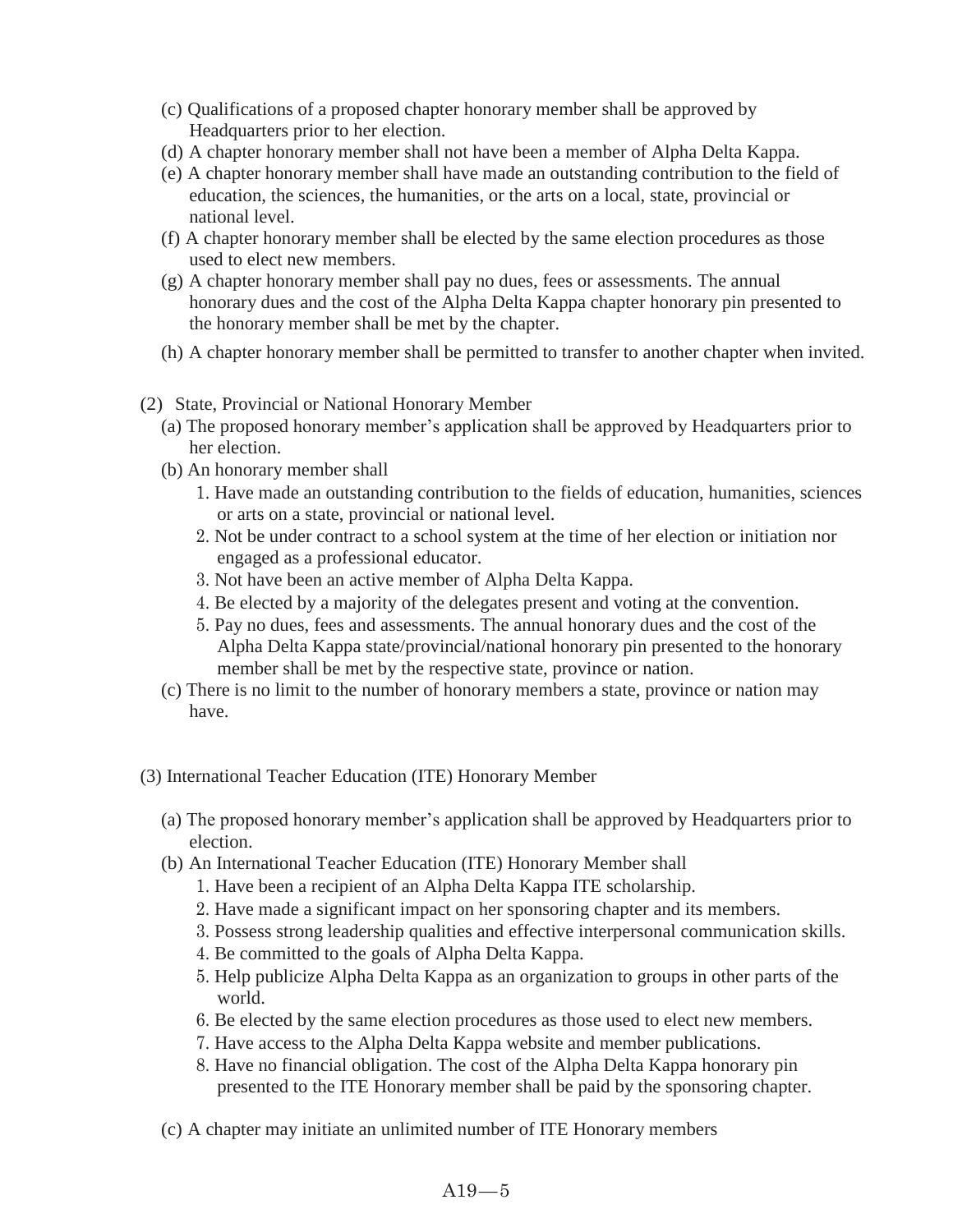(c) Qualifications of a proposed chapter honorary member shall be approved by Headquarters prior to her election.

(d) A chapter honorary member shall not have been a member of Alpha Delta Kappa.

(e) A chapter honorary member shall have made an outstanding contribution to the field of education, the sciences, the humanities, or the arts on a local, state, provincial or national level.

(f) A chapter honorary member shall be elected by the same election procedures as those used to elect new members.

(g) A chapter honorary member shall pay no dues, fees or assessments. The annual honorary dues and the cost of the Alpha Delta Kappa chapter honorary pin presented to the honorary member shall be met by the chapter.

(h) A chapter honorary member shall be permitted to transfer to another chapter when invited.

(2) State, Provincial or National Honorary Member

(a) The proposed honorary member's application shall be approved by Headquarters prior to her election.

(b) An honorary member shall

1. Have made an outstanding contribution to the fields of education, humanities, sciences or arts on a state, provincial or national level.
2. Not be under contract to a school system at the time of her election or initiation nor engaged as a professional educator.
3. Not have been an active member of Alpha Delta Kappa.
4. Be elected by a majority of the delegates present and voting at the convention.
5. Pay no dues, fees and assessments. The annual honorary dues and the cost of the Alpha Delta Kappa state/provincial/national honorary pin presented to the honorary member shall be met by the respective state, province or nation.

(c) There is no limit to the number of honorary members a state, province or nation may have.

(3) International Teacher Education (ITE) Honorary Member

(a) The proposed honorary member's application shall be approved by Headquarters prior to election.

(b) An International Teacher Education (ITE) Honorary Member shall

1. Have been a recipient of an Alpha Delta Kappa ITE scholarship.
2. Have made a significant impact on her sponsoring chapter and its members.
3. Possess strong leadership qualities and effective interpersonal communication skills.
4. Be committed to the goals of Alpha Delta Kappa.
5. Help publicize Alpha Delta Kappa as an organization to groups in other parts of the world.
6. Be elected by the same election procedures as those used to elect new members.
7. Have access to the Alpha Delta Kappa website and member publications.
8. Have no financial obligation. The cost of the Alpha Delta Kappa honorary pin presented to the ITE Honorary member shall be paid by the sponsoring chapter.

(c) A chapter may initiate an unlimited number of ITE Honorary members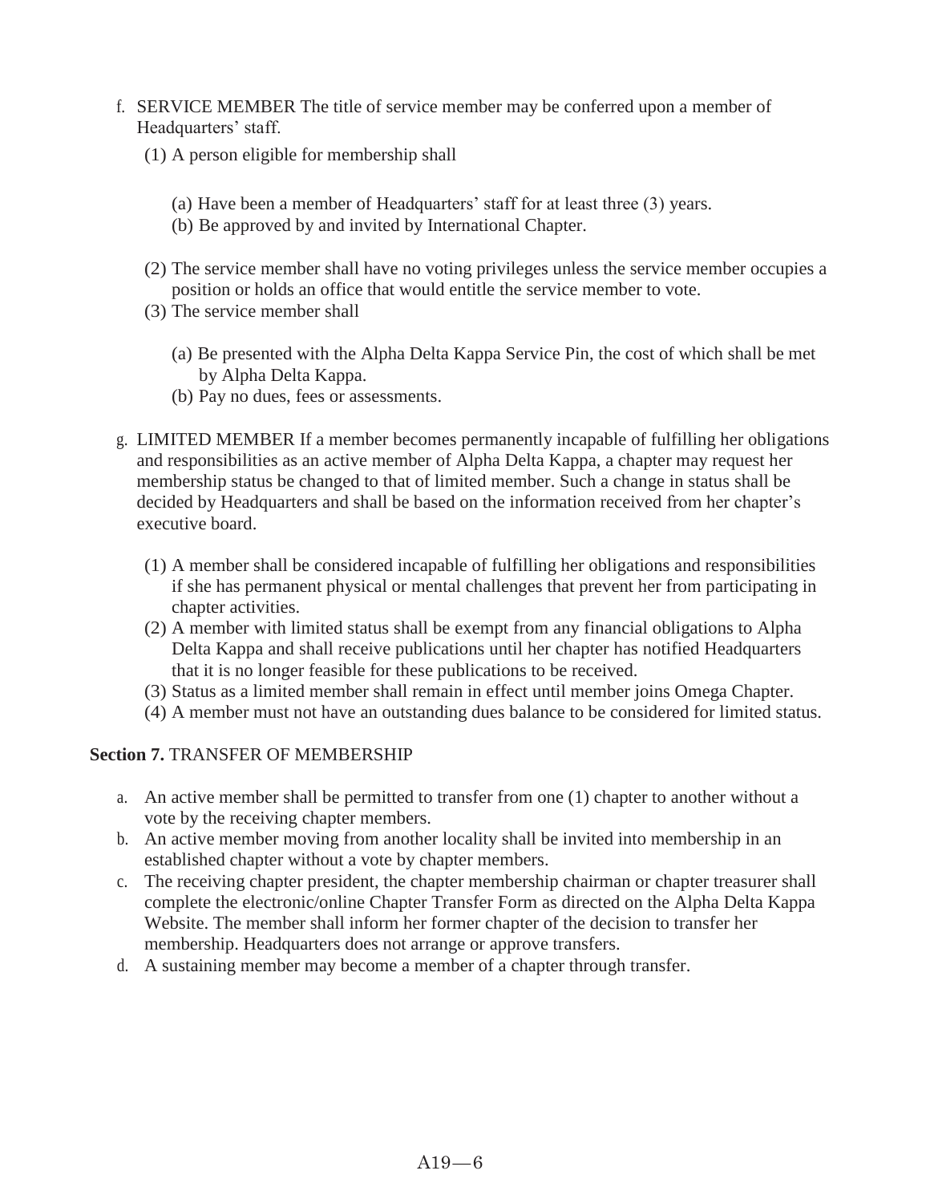f. SERVICE MEMBER The title of service member may be conferred upon a member of Headquarters' staff.

   (1) A person eligible for membership shall

      (a) Have been a member of Headquarters' staff for at least three (3) years.
      (b) Be approved by and invited by International Chapter.

   (2) The service member shall have no voting privileges unless the service member occupies a position or holds an office that would entitle the service member to vote.
   (3) The service member shall

      (a) Be presented with the Alpha Delta Kappa Service Pin, the cost of which shall be met by Alpha Delta Kappa.
      (b) Pay no dues, fees or assessments.

g. LIMITED MEMBER If a member becomes permanently incapable of fulfilling her obligations and responsibilities as an active member of Alpha Delta Kappa, a chapter may request her membership status be changed to that of limited member. Such a change in status shall be decided by Headquarters and shall be based on the information received from her chapter's executive board.

   (1) A member shall be considered incapable of fulfilling her obligations and responsibilities if she has permanent physical or mental challenges that prevent her from participating in chapter activities.
   (2) A member with limited status shall be exempt from any financial obligations to Alpha Delta Kappa and shall receive publications until her chapter has notified Headquarters that it is no longer feasible for these publications to be received.
   (3) Status as a limited member shall remain in effect until member joins Omega Chapter.
   (4) A member must not have an outstanding dues balance to be considered for limited status.

**Section 7.** TRANSFER OF MEMBERSHIP

a. An active member shall be permitted to transfer from one (1) chapter to another without a vote by the receiving chapter members.
b. An active member moving from another locality shall be invited into membership in an established chapter without a vote by chapter members.
c. The receiving chapter president, the chapter membership chairman or chapter treasurer shall complete the electronic/online Chapter Transfer Form as directed on the Alpha Delta Kappa Website. The member shall inform her former chapter of the decision to transfer her membership. Headquarters does not arrange or approve transfers.
d. A sustaining member may become a member of a chapter through transfer.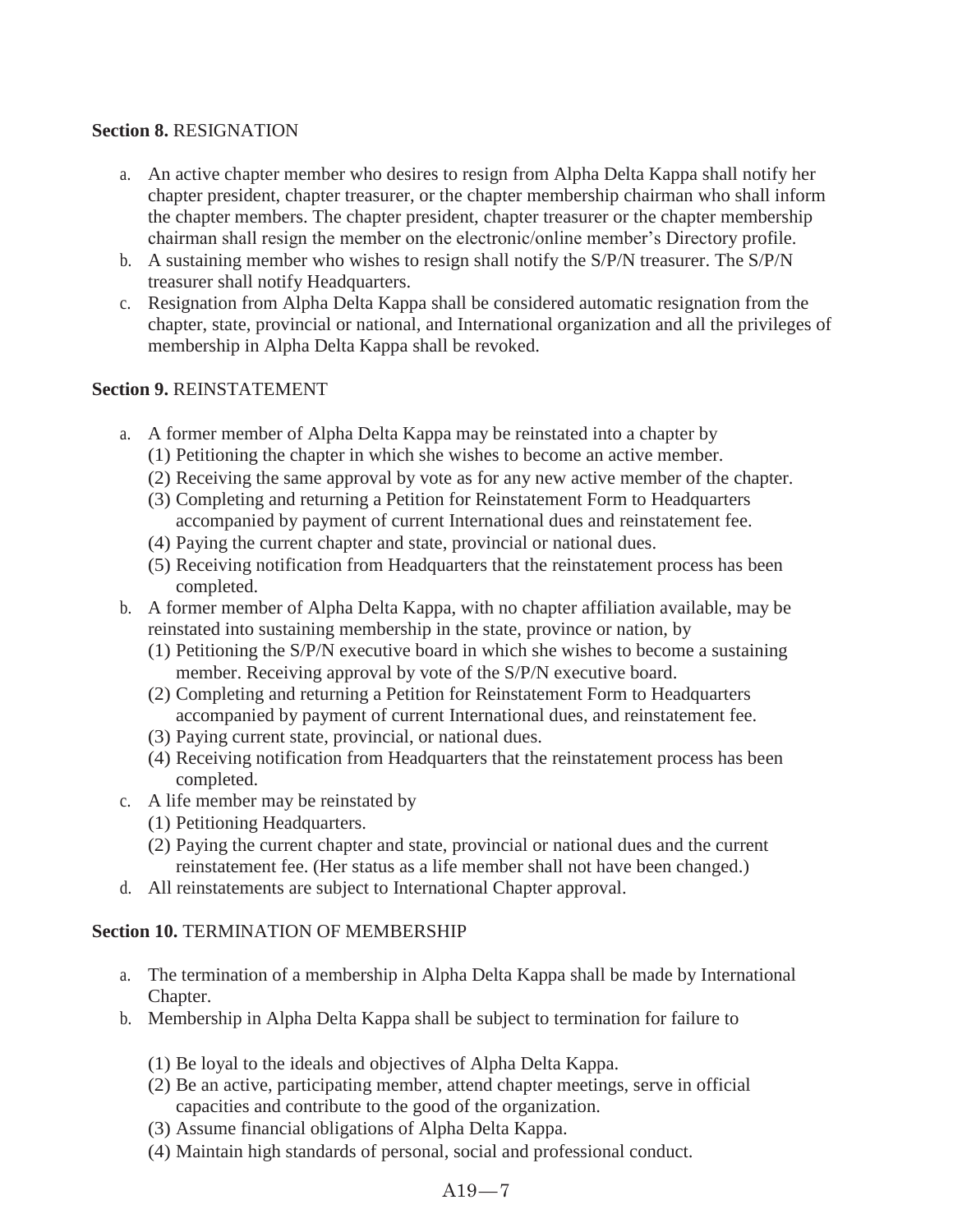**Section 8.** RESIGNATION

a. An active chapter member who desires to resign from Alpha Delta Kappa shall notify her chapter president, chapter treasurer, or the chapter membership chairman who shall inform the chapter members. The chapter president, chapter treasurer or the chapter membership chairman shall resign the member on the electronic/online member's Directory profile.
b. A sustaining member who wishes to resign shall notify the S/P/N treasurer. The S/P/N treasurer shall notify Headquarters.
c. Resignation from Alpha Delta Kappa shall be considered automatic resignation from the chapter, state, provincial or national, and International organization and all the privileges of membership in Alpha Delta Kappa shall be revoked.

**Section 9.** REINSTATEMENT

a. A former member of Alpha Delta Kappa may be reinstated into a chapter by
   (1) Petitioning the chapter in which she wishes to become an active member.
   (2) Receiving the same approval by vote as for any new active member of the chapter.
   (3) Completing and returning a Petition for Reinstatement Form to Headquarters accompanied by payment of current International dues and reinstatement fee.
   (4) Paying the current chapter and state, provincial or national dues.
   (5) Receiving notification from Headquarters that the reinstatement process has been completed.
b. A former member of Alpha Delta Kappa, with no chapter affiliation available, may be reinstated into sustaining membership in the state, province or nation, by
   (1) Petitioning the S/P/N executive board in which she wishes to become a sustaining member. Receiving approval by vote of the S/P/N executive board.
   (2) Completing and returning a Petition for Reinstatement Form to Headquarters accompanied by payment of current International dues, and reinstatement fee.
   (3) Paying current state, provincial, or national dues.
   (4) Receiving notification from Headquarters that the reinstatement process has been completed.
c. A life member may be reinstated by
   (1) Petitioning Headquarters.
   (2) Paying the current chapter and state, provincial or national dues and the current reinstatement fee. (Her status as a life member shall not have been changed.)
d. All reinstatements are subject to International Chapter approval.

**Section 10.** TERMINATION OF MEMBERSHIP

a. The termination of a membership in Alpha Delta Kappa shall be made by International Chapter.
b. Membership in Alpha Delta Kappa shall be subject to termination for failure to

   (1) Be loyal to the ideals and objectives of Alpha Delta Kappa.
   (2) Be an active, participating member, attend chapter meetings, serve in official capacities and contribute to the good of the organization.
   (3) Assume financial obligations of Alpha Delta Kappa.
   (4) Maintain high standards of personal, social and professional conduct.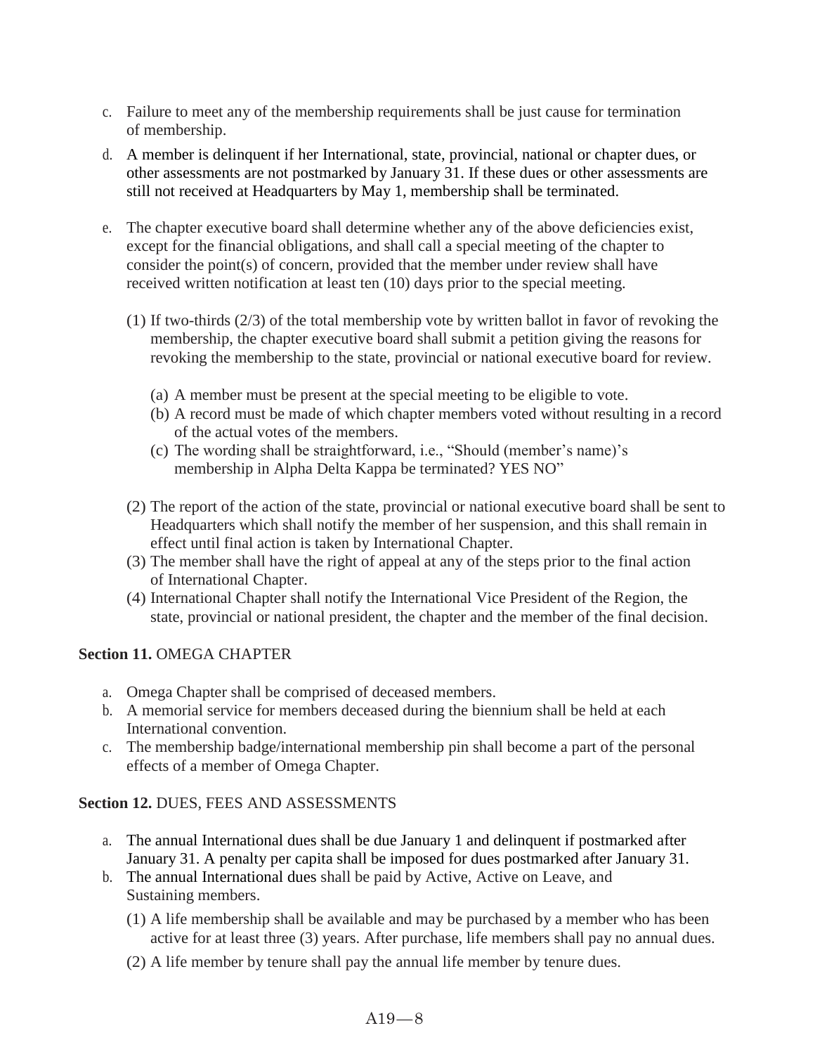c. Failure to meet any of the membership requirements shall be just cause for termination of membership.

d. A member is delinquent if her International, state, provincial, national or chapter dues, or other assessments are not postmarked by January 31. If these dues or other assessments are still not received at Headquarters by May 1, membership shall be terminated.

e. The chapter executive board shall determine whether any of the above deficiencies exist, except for the financial obligations, and shall call a special meeting of the chapter to consider the point(s) of concern, provided that the member under review shall have received written notification at least ten (10) days prior to the special meeting.

   (1) If two-thirds (2/3) of the total membership vote by written ballot in favor of revoking the membership, the chapter executive board shall submit a petition giving the reasons for revoking the membership to the state, provincial or national executive board for review.

      (a) A member must be present at the special meeting to be eligible to vote.
      (b) A record must be made of which chapter members voted without resulting in a record of the actual votes of the members.
      (c) The wording shall be straightforward, i.e., "Should (member's name)'s membership in Alpha Delta Kappa be terminated? YES NO"

   (2) The report of the action of the state, provincial or national executive board shall be sent to Headquarters which shall notify the member of her suspension, and this shall remain in effect until final action is taken by International Chapter.
   (3) The member shall have the right of appeal at any of the steps prior to the final action of International Chapter.
   (4) International Chapter shall notify the International Vice President of the Region, the state, provincial or national president, the chapter and the member of the final decision.

**Section 11.** OMEGA CHAPTER

a. Omega Chapter shall be comprised of deceased members.
b. A memorial service for members deceased during the biennium shall be held at each International convention.
c. The membership badge/international membership pin shall become a part of the personal effects of a member of Omega Chapter.

**Section 12.** DUES, FEES AND ASSESSMENTS

a. The annual International dues shall be due January 1 and delinquent if postmarked after January 31. A penalty per capita shall be imposed for dues postmarked after January 31.
b. The annual International dues shall be paid by Active, Active on Leave, and Sustaining members.

   (1) A life membership shall be available and may be purchased by a member who has been active for at least three (3) years. After purchase, life members shall pay no annual dues.

   (2) A life member by tenure shall pay the annual life member by tenure dues.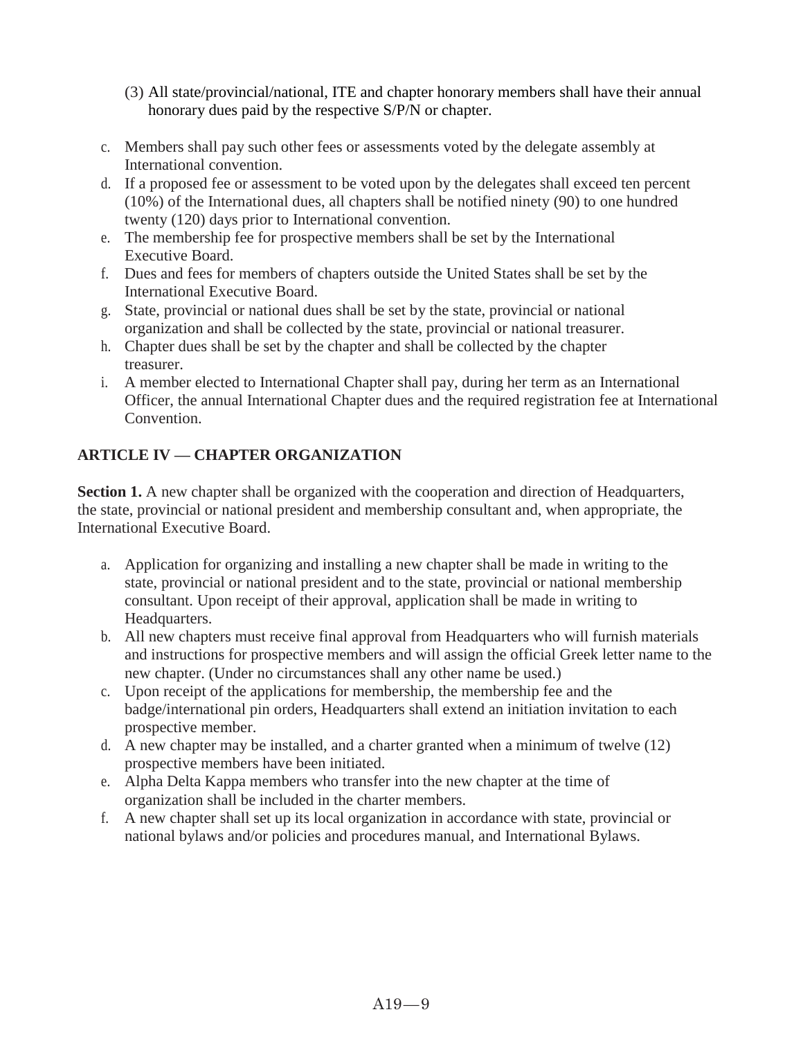(3) All state/provincial/national, ITE and chapter honorary members shall have their annual honorary dues paid by the respective S/P/N or chapter.

c. Members shall pay such other fees or assessments voted by the delegate assembly at International convention.
d. If a proposed fee or assessment to be voted upon by the delegates shall exceed ten percent (10%) of the International dues, all chapters shall be notified ninety (90) to one hundred twenty (120) days prior to International convention.
e. The membership fee for prospective members shall be set by the International Executive Board.
f. Dues and fees for members of chapters outside the United States shall be set by the International Executive Board.
g. State, provincial or national dues shall be set by the state, provincial or national organization and shall be collected by the state, provincial or national treasurer.
h. Chapter dues shall be set by the chapter and shall be collected by the chapter treasurer.
i. A member elected to International Chapter shall pay, during her term as an International Officer, the annual International Chapter dues and the required registration fee at International Convention.

## ARTICLE IV — CHAPTER ORGANIZATION

**Section 1.** A new chapter shall be organized with the cooperation and direction of Headquarters, the state, provincial or national president and membership consultant and, when appropriate, the International Executive Board.

a. Application for organizing and installing a new chapter shall be made in writing to the state, provincial or national president and to the state, provincial or national membership consultant. Upon receipt of their approval, application shall be made in writing to Headquarters.
b. All new chapters must receive final approval from Headquarters who will furnish materials and instructions for prospective members and will assign the official Greek letter name to the new chapter. (Under no circumstances shall any other name be used.)
c. Upon receipt of the applications for membership, the membership fee and the badge/international pin orders, Headquarters shall extend an initiation invitation to each prospective member.
d. A new chapter may be installed, and a charter granted when a minimum of twelve (12) prospective members have been initiated.
e. Alpha Delta Kappa members who transfer into the new chapter at the time of organization shall be included in the charter members.
f. A new chapter shall set up its local organization in accordance with state, provincial or national bylaws and/or policies and procedures manual, and International Bylaws.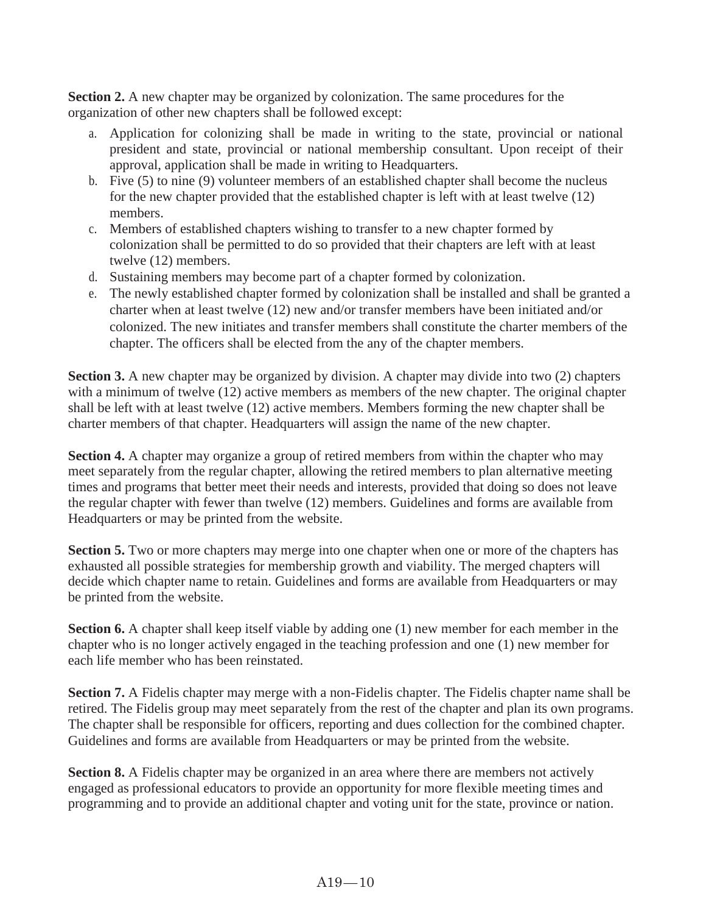**Section 2.** A new chapter may be organized by colonization. The same procedures for the organization of other new chapters shall be followed except:

a. Application for colonizing shall be made in writing to the state, provincial or national president and state, provincial or national membership consultant. Upon receipt of their approval, application shall be made in writing to Headquarters.
b. Five (5) to nine (9) volunteer members of an established chapter shall become the nucleus for the new chapter provided that the established chapter is left with at least twelve (12) members.
c. Members of established chapters wishing to transfer to a new chapter formed by colonization shall be permitted to do so provided that their chapters are left with at least twelve (12) members.
d. Sustaining members may become part of a chapter formed by colonization.
e. The newly established chapter formed by colonization shall be installed and shall be granted a charter when at least twelve (12) new and/or transfer members have been initiated and/or colonized. The new initiates and transfer members shall constitute the charter members of the chapter. The officers shall be elected from the any of the chapter members.

**Section 3.** A new chapter may be organized by division. A chapter may divide into two (2) chapters with a minimum of twelve (12) active members as members of the new chapter. The original chapter shall be left with at least twelve (12) active members. Members forming the new chapter shall be charter members of that chapter. Headquarters will assign the name of the new chapter.

**Section 4.** A chapter may organize a group of retired members from within the chapter who may meet separately from the regular chapter, allowing the retired members to plan alternative meeting times and programs that better meet their needs and interests, provided that doing so does not leave the regular chapter with fewer than twelve (12) members. Guidelines and forms are available from Headquarters or may be printed from the website.

**Section 5.** Two or more chapters may merge into one chapter when one or more of the chapters has exhausted all possible strategies for membership growth and viability. The merged chapters will decide which chapter name to retain. Guidelines and forms are available from Headquarters or may be printed from the website.

**Section 6.** A chapter shall keep itself viable by adding one (1) new member for each member in the chapter who is no longer actively engaged in the teaching profession and one (1) new member for each life member who has been reinstated.

**Section 7.** A Fidelis chapter may merge with a non-Fidelis chapter. The Fidelis chapter name shall be retired. The Fidelis group may meet separately from the rest of the chapter and plan its own programs. The chapter shall be responsible for officers, reporting and dues collection for the combined chapter. Guidelines and forms are available from Headquarters or may be printed from the website.

**Section 8.** A Fidelis chapter may be organized in an area where there are members not actively engaged as professional educators to provide an opportunity for more flexible meeting times and programming and to provide an additional chapter and voting unit for the state, province or nation.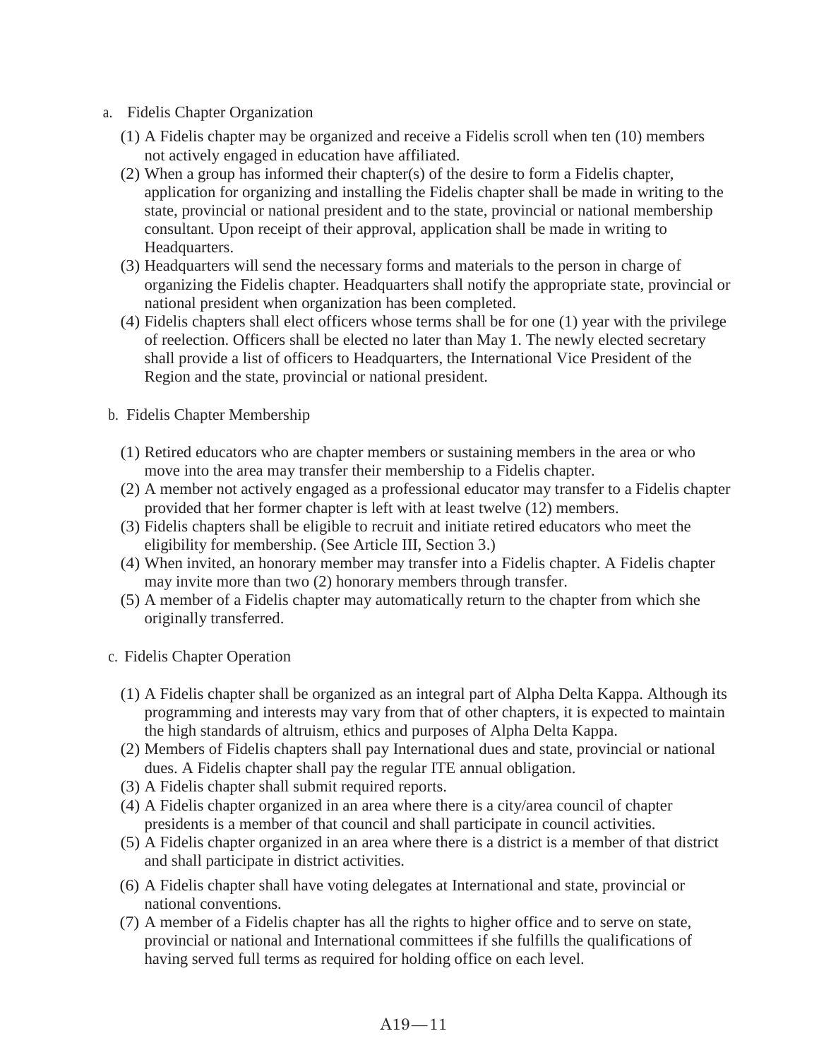a. Fidelis Chapter Organization

(1) A Fidelis chapter may be organized and receive a Fidelis scroll when ten (10) members not actively engaged in education have affiliated.

(2) When a group has informed their chapter(s) of the desire to form a Fidelis chapter, application for organizing and installing the Fidelis chapter shall be made in writing to the state, provincial or national president and to the state, provincial or national membership consultant. Upon receipt of their approval, application shall be made in writing to Headquarters.

(3) Headquarters will send the necessary forms and materials to the person in charge of organizing the Fidelis chapter. Headquarters shall notify the appropriate state, provincial or national president when organization has been completed.

(4) Fidelis chapters shall elect officers whose terms shall be for one (1) year with the privilege of reelection. Officers shall be elected no later than May 1. The newly elected secretary shall provide a list of officers to Headquarters, the International Vice President of the Region and the state, provincial or national president.

b. Fidelis Chapter Membership

(1) Retired educators who are chapter members or sustaining members in the area or who move into the area may transfer their membership to a Fidelis chapter.

(2) A member not actively engaged as a professional educator may transfer to a Fidelis chapter provided that her former chapter is left with at least twelve (12) members.

(3) Fidelis chapters shall be eligible to recruit and initiate retired educators who meet the eligibility for membership. (See Article III, Section 3.)

(4) When invited, an honorary member may transfer into a Fidelis chapter. A Fidelis chapter may invite more than two (2) honorary members through transfer.

(5) A member of a Fidelis chapter may automatically return to the chapter from which she originally transferred.

c. Fidelis Chapter Operation

(1) A Fidelis chapter shall be organized as an integral part of Alpha Delta Kappa. Although its programming and interests may vary from that of other chapters, it is expected to maintain the high standards of altruism, ethics and purposes of Alpha Delta Kappa.

(2) Members of Fidelis chapters shall pay International dues and state, provincial or national dues. A Fidelis chapter shall pay the regular ITE annual obligation.

(3) A Fidelis chapter shall submit required reports.

(4) A Fidelis chapter organized in an area where there is a city/area council of chapter presidents is a member of that council and shall participate in council activities.

(5) A Fidelis chapter organized in an area where there is a district is a member of that district and shall participate in district activities.

(6) A Fidelis chapter shall have voting delegates at International and state, provincial or national conventions.

(7) A member of a Fidelis chapter has all the rights to higher office and to serve on state, provincial or national and International committees if she fulfills the qualifications of having served full terms as required for holding office on each level.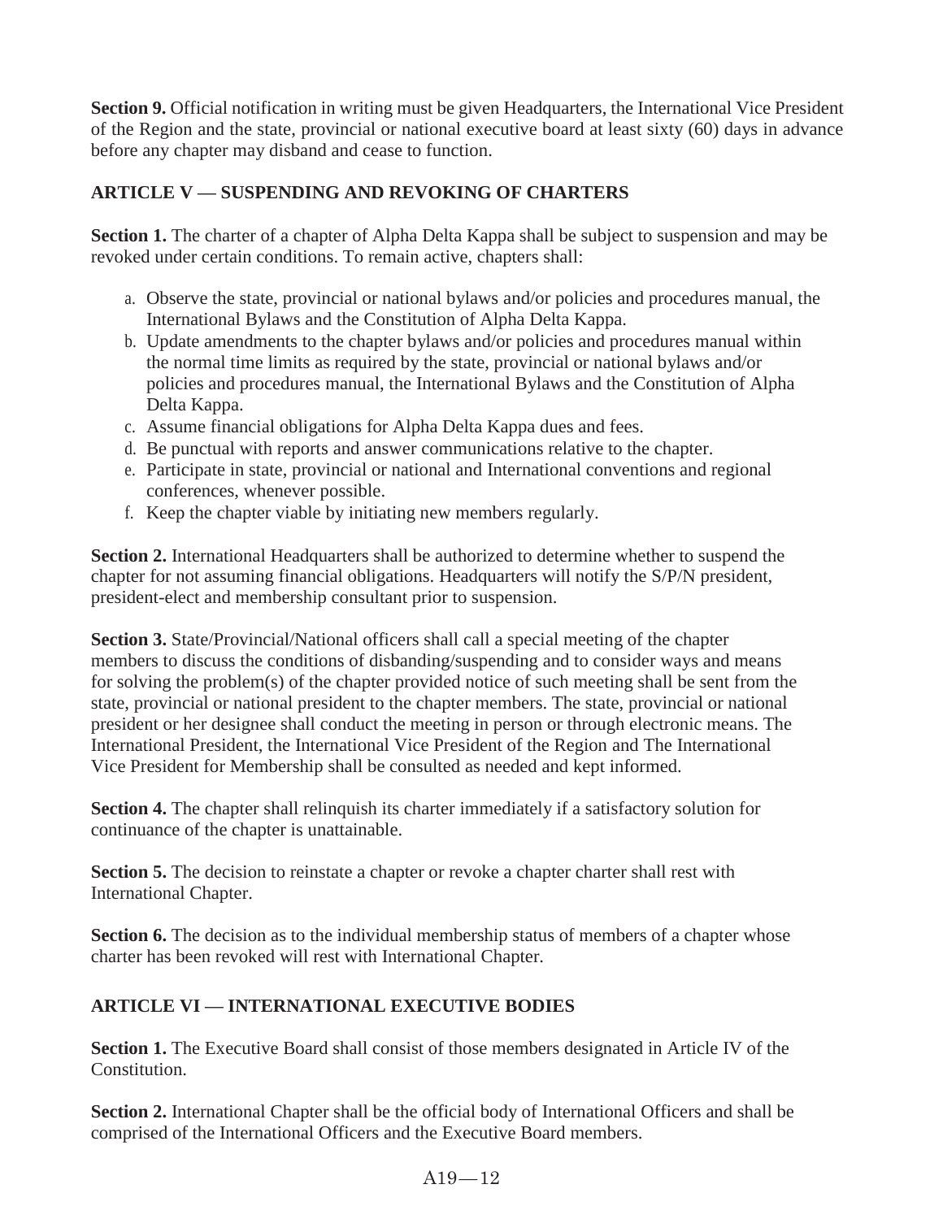**Section 9.** Official notification in writing must be given Headquarters, the International Vice President of the Region and the state, provincial or national executive board at least sixty (60) days in advance before any chapter may disband and cease to function.

## ARTICLE V — SUSPENDING AND REVOKING OF CHARTERS

**Section 1.** The charter of a chapter of Alpha Delta Kappa shall be subject to suspension and may be revoked under certain conditions. To remain active, chapters shall:

a. Observe the state, provincial or national bylaws and/or policies and procedures manual, the International Bylaws and the Constitution of Alpha Delta Kappa.
b. Update amendments to the chapter bylaws and/or policies and procedures manual within the normal time limits as required by the state, provincial or national bylaws and/or policies and procedures manual, the International Bylaws and the Constitution of Alpha Delta Kappa.
c. Assume financial obligations for Alpha Delta Kappa dues and fees.
d. Be punctual with reports and answer communications relative to the chapter.
e. Participate in state, provincial or national and International conventions and regional conferences, whenever possible.
f. Keep the chapter viable by initiating new members regularly.

**Section 2.** International Headquarters shall be authorized to determine whether to suspend the chapter for not assuming financial obligations. Headquarters will notify the S/P/N president, president-elect and membership consultant prior to suspension.

**Section 3.** State/Provincial/National officers shall call a special meeting of the chapter members to discuss the conditions of disbanding/suspending and to consider ways and means for solving the problem(s) of the chapter provided notice of such meeting shall be sent from the state, provincial or national president to the chapter members. The state, provincial or national president or her designee shall conduct the meeting in person or through electronic means. The International President, the International Vice President of the Region and The International Vice President for Membership shall be consulted as needed and kept informed.

**Section 4.** The chapter shall relinquish its charter immediately if a satisfactory solution for continuance of the chapter is unattainable.

**Section 5.** The decision to reinstate a chapter or revoke a chapter charter shall rest with International Chapter.

**Section 6.** The decision as to the individual membership status of members of a chapter whose charter has been revoked will rest with International Chapter.

## ARTICLE VI — INTERNATIONAL EXECUTIVE BODIES

**Section 1.** The Executive Board shall consist of those members designated in Article IV of the Constitution.

**Section 2.** International Chapter shall be the official body of International Officers and shall be comprised of the International Officers and the Executive Board members.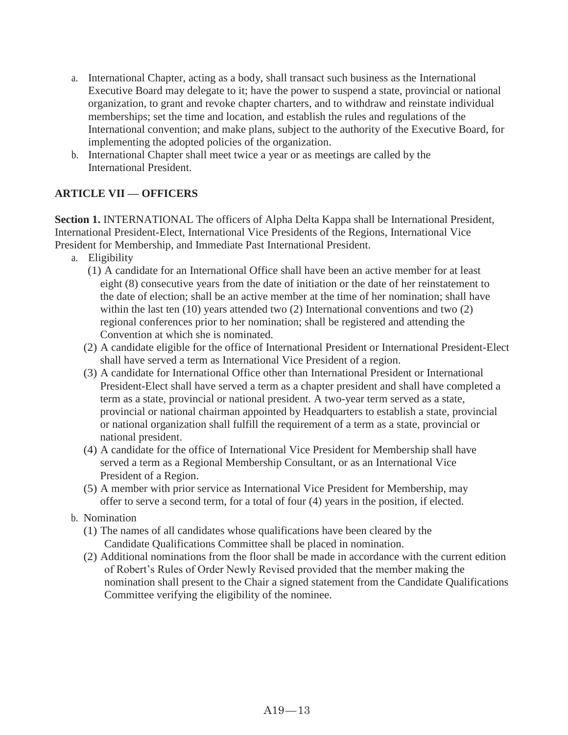a. International Chapter, acting as a body, shall transact such business as the International Executive Board may delegate to it; have the power to suspend a state, provincial or national organization, to grant and revoke chapter charters, and to withdraw and reinstate individual memberships; set the time and location, and establish the rules and regulations of the International convention; and make plans, subject to the authority of the Executive Board, for implementing the adopted policies of the organization.
b. International Chapter shall meet twice a year or as meetings are called by the International President.

## ARTICLE VII — OFFICERS

**Section 1.** INTERNATIONAL The officers of Alpha Delta Kappa shall be International President, International President-Elect, International Vice Presidents of the Regions, International Vice President for Membership, and Immediate Past International President.

a. Eligibility
   (1) A candidate for an International Office shall have been an active member for at least eight (8) consecutive years from the date of initiation or the date of her reinstatement to the date of election; shall be an active member at the time of her nomination; shall have within the last ten (10) years attended two (2) International conventions and two (2) regional conferences prior to her nomination; shall be registered and attending the Convention at which she is nominated.
   (2) A candidate eligible for the office of International President or International President-Elect shall have served a term as International Vice President of a region.
   (3) A candidate for International Office other than International President or International President-Elect shall have served a term as a chapter president and shall have completed a term as a state, provincial or national president. A two-year term served as a state, provincial or national chairman appointed by Headquarters to establish a state, provincial or national organization shall fulfill the requirement of a term as a state, provincial or national president.
   (4) A candidate for the office of International Vice President for Membership shall have served a term as a Regional Membership Consultant, or as an International Vice President of a Region.
   (5) A member with prior service as International Vice President for Membership, may offer to serve a second term, for a total of four (4) years in the position, if elected.
b. Nomination
   (1) The names of all candidates whose qualifications have been cleared by the Candidate Qualifications Committee shall be placed in nomination.
   (2) Additional nominations from the floor shall be made in accordance with the current edition of Robert's Rules of Order Newly Revised provided that the member making the nomination shall present to the Chair a signed statement from the Candidate Qualifications Committee verifying the eligibility of the nominee.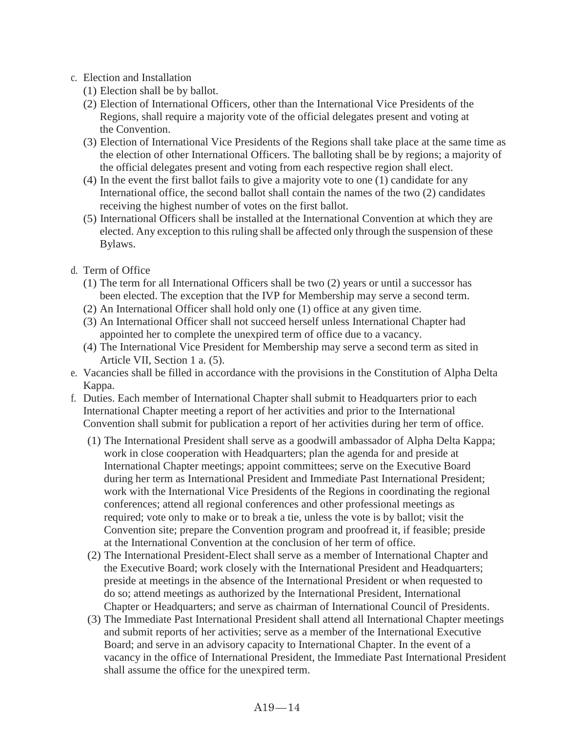c. Election and Installation
   (1) Election shall be by ballot.
   (2) Election of International Officers, other than the International Vice Presidents of the Regions, shall require a majority vote of the official delegates present and voting at the Convention.
   (3) Election of International Vice Presidents of the Regions shall take place at the same time as the election of other International Officers. The balloting shall be by regions; a majority of the official delegates present and voting from each respective region shall elect.
   (4) In the event the first ballot fails to give a majority vote to one (1) candidate for any International office, the second ballot shall contain the names of the two (2) candidates receiving the highest number of votes on the first ballot.
   (5) International Officers shall be installed at the International Convention at which they are elected. Any exception to this ruling shall be affected only through the suspension of these Bylaws.

d. Term of Office
   (1) The term for all International Officers shall be two (2) years or until a successor has been elected. The exception that the IVP for Membership may serve a second term.
   (2) An International Officer shall hold only one (1) office at any given time.
   (3) An International Officer shall not succeed herself unless International Chapter had appointed her to complete the unexpired term of office due to a vacancy.
   (4) The International Vice President for Membership may serve a second term as sited in Article VII, Section 1 a. (5).

e. Vacancies shall be filled in accordance with the provisions in the Constitution of Alpha Delta Kappa.

f. Duties. Each member of International Chapter shall submit to Headquarters prior to each International Chapter meeting a report of her activities and prior to the International Convention shall submit for publication a report of her activities during her term of office.
   (1) The International President shall serve as a goodwill ambassador of Alpha Delta Kappa; work in close cooperation with Headquarters; plan the agenda for and preside at International Chapter meetings; appoint committees; serve on the Executive Board during her term as International President and Immediate Past International President; work with the International Vice Presidents of the Regions in coordinating the regional conferences; attend all regional conferences and other professional meetings as required; vote only to make or to break a tie, unless the vote is by ballot; visit the Convention site; prepare the Convention program and proofread it, if feasible; preside at the International Convention at the conclusion of her term of office.
   (2) The International President-Elect shall serve as a member of International Chapter and the Executive Board; work closely with the International President and Headquarters; preside at meetings in the absence of the International President or when requested to do so; attend meetings as authorized by the International President, International Chapter or Headquarters; and serve as chairman of International Council of Presidents.
   (3) The Immediate Past International President shall attend all International Chapter meetings and submit reports of her activities; serve as a member of the International Executive Board; and serve in an advisory capacity to International Chapter. In the event of a vacancy in the office of International President, the Immediate Past International President shall assume the office for the unexpired term.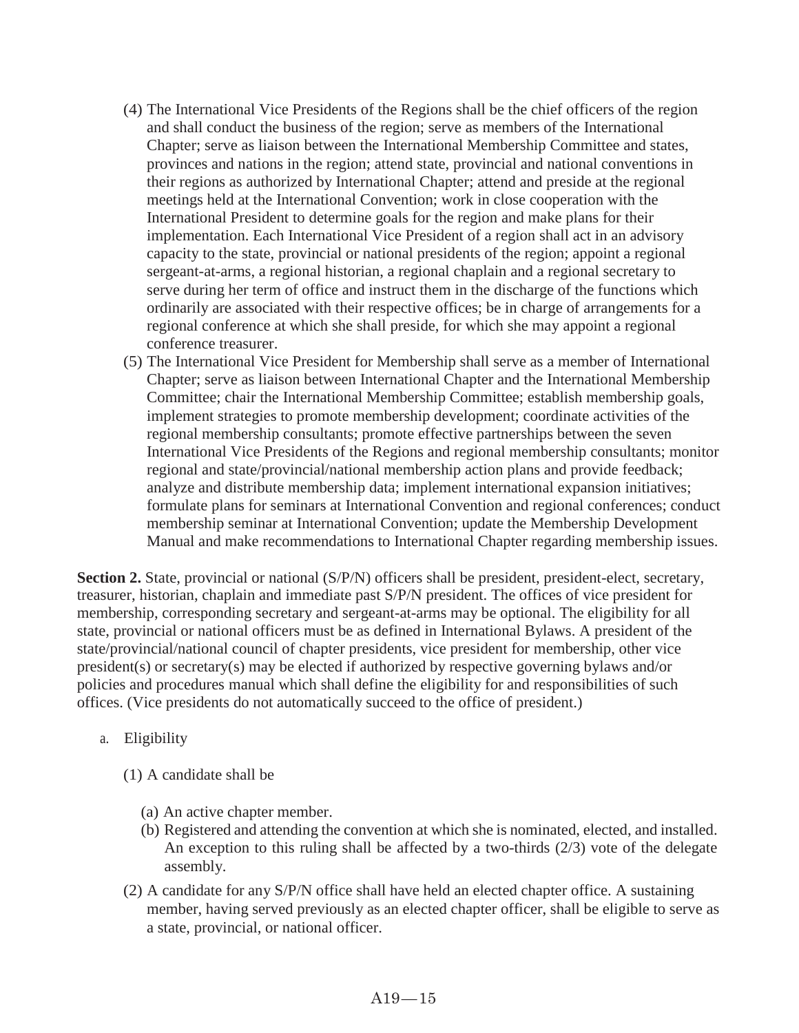(4) The International Vice Presidents of the Regions shall be the chief officers of the region and shall conduct the business of the region; serve as members of the International Chapter; serve as liaison between the International Membership Committee and states, provinces and nations in the region; attend state, provincial and national conventions in their regions as authorized by International Chapter; attend and preside at the regional meetings held at the International Convention; work in close cooperation with the International President to determine goals for the region and make plans for their implementation. Each International Vice President of a region shall act in an advisory capacity to the state, provincial or national presidents of the region; appoint a regional sergeant-at-arms, a regional historian, a regional chaplain and a regional secretary to serve during her term of office and instruct them in the discharge of the functions which ordinarily are associated with their respective offices; be in charge of arrangements for a regional conference at which she shall preside, for which she may appoint a regional conference treasurer.

(5) The International Vice President for Membership shall serve as a member of International Chapter; serve as liaison between International Chapter and the International Membership Committee; chair the International Membership Committee; establish membership goals, implement strategies to promote membership development; coordinate activities of the regional membership consultants; promote effective partnerships between the seven International Vice Presidents of the Regions and regional membership consultants; monitor regional and state/provincial/national membership action plans and provide feedback; analyze and distribute membership data; implement international expansion initiatives; formulate plans for seminars at International Convention and regional conferences; conduct membership seminar at International Convention; update the Membership Development Manual and make recommendations to International Chapter regarding membership issues.

**Section 2.** State, provincial or national (S/P/N) officers shall be president, president-elect, secretary, treasurer, historian, chaplain and immediate past S/P/N president. The offices of vice president for membership, corresponding secretary and sergeant-at-arms may be optional. The eligibility for all state, provincial or national officers must be as defined in International Bylaws. A president of the state/provincial/national council of chapter presidents, vice president for membership, other vice president(s) or secretary(s) may be elected if authorized by respective governing bylaws and/or policies and procedures manual which shall define the eligibility for and responsibilities of such offices. (Vice presidents do not automatically succeed to the office of president.)

a. Eligibility

(1) A candidate shall be

(a) An active chapter member.

(b) Registered and attending the convention at which she is nominated, elected, and installed. An exception to this ruling shall be affected by a two-thirds (2/3) vote of the delegate assembly.

(2) A candidate for any S/P/N office shall have held an elected chapter office. A sustaining member, having served previously as an elected chapter officer, shall be eligible to serve as a state, provincial, or national officer.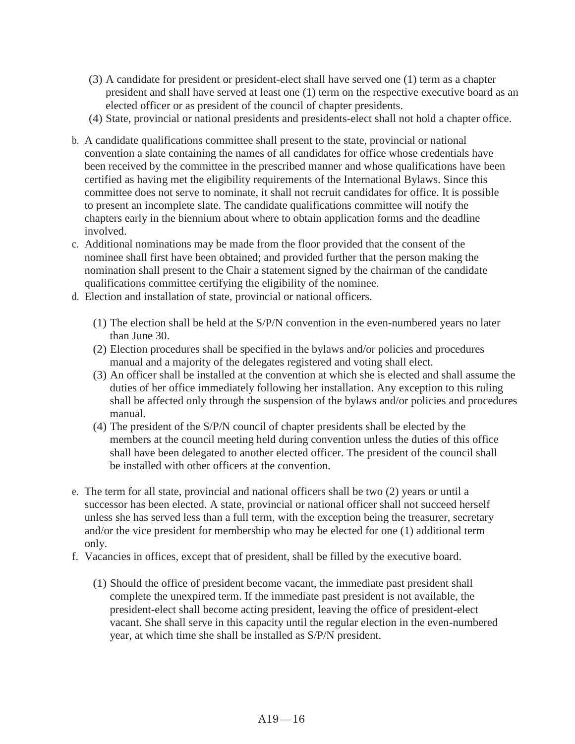(3) A candidate for president or president-elect shall have served one (1) term as a chapter president and shall have served at least one (1) term on the respective executive board as an elected officer or as president of the council of chapter presidents.

(4) State, provincial or national presidents and presidents-elect shall not hold a chapter office.

b. A candidate qualifications committee shall present to the state, provincial or national convention a slate containing the names of all candidates for office whose credentials have been received by the committee in the prescribed manner and whose qualifications have been certified as having met the eligibility requirements of the International Bylaws. Since this committee does not serve to nominate, it shall not recruit candidates for office. It is possible to present an incomplete slate. The candidate qualifications committee will notify the chapters early in the biennium about where to obtain application forms and the deadline involved.

c. Additional nominations may be made from the floor provided that the consent of the nominee shall first have been obtained; and provided further that the person making the nomination shall present to the Chair a statement signed by the chairman of the candidate qualifications committee certifying the eligibility of the nominee.

d. Election and installation of state, provincial or national officers.

(1) The election shall be held at the S/P/N convention in the even-numbered years no later than June 30.

(2) Election procedures shall be specified in the bylaws and/or policies and procedures manual and a majority of the delegates registered and voting shall elect.

(3) An officer shall be installed at the convention at which she is elected and shall assume the duties of her office immediately following her installation. Any exception to this ruling shall be affected only through the suspension of the bylaws and/or policies and procedures manual.

(4) The president of the S/P/N council of chapter presidents shall be elected by the members at the council meeting held during convention unless the duties of this office shall have been delegated to another elected officer. The president of the council shall be installed with other officers at the convention.

e. The term for all state, provincial and national officers shall be two (2) years or until a successor has been elected. A state, provincial or national officer shall not succeed herself unless she has served less than a full term, with the exception being the treasurer, secretary and/or the vice president for membership who may be elected for one (1) additional term only.

f. Vacancies in offices, except that of president, shall be filled by the executive board.

(1) Should the office of president become vacant, the immediate past president shall complete the unexpired term. If the immediate past president is not available, the president-elect shall become acting president, leaving the office of president-elect vacant. She shall serve in this capacity until the regular election in the even-numbered year, at which time she shall be installed as S/P/N president.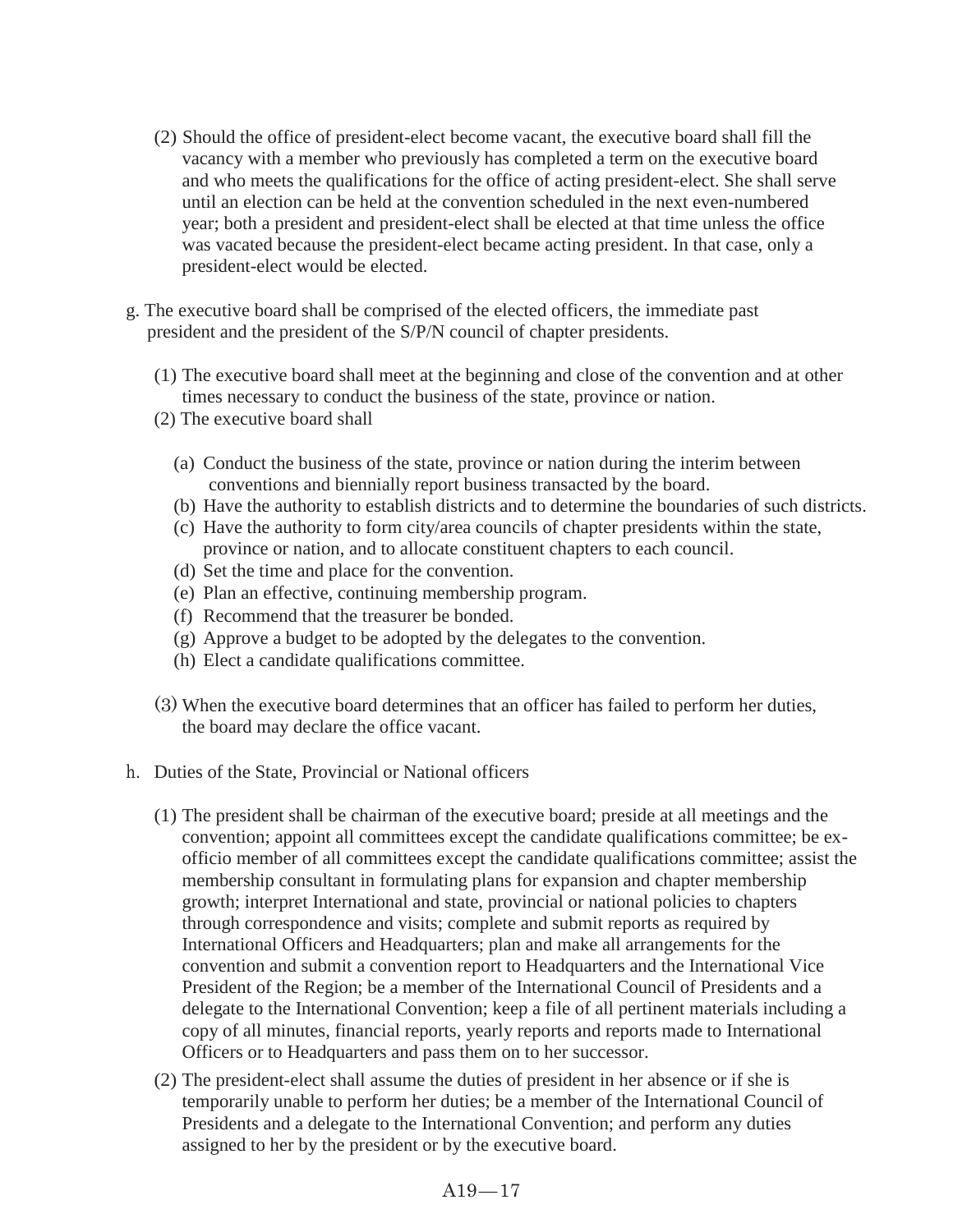(2) Should the office of president-elect become vacant, the executive board shall fill the vacancy with a member who previously has completed a term on the executive board and who meets the qualifications for the office of acting president-elect. She shall serve until an election can be held at the convention scheduled in the next even-numbered year; both a president and president-elect shall be elected at that time unless the office was vacated because the president-elect became acting president. In that case, only a president-elect would be elected.

g. The executive board shall be comprised of the elected officers, the immediate past president and the president of the S/P/N council of chapter presidents.

(1) The executive board shall meet at the beginning and close of the convention and at other times necessary to conduct the business of the state, province or nation.

(2) The executive board shall

(a) Conduct the business of the state, province or nation during the interim between conventions and biennially report business transacted by the board.
(b) Have the authority to establish districts and to determine the boundaries of such districts.
(c) Have the authority to form city/area councils of chapter presidents within the state, province or nation, and to allocate constituent chapters to each council.
(d) Set the time and place for the convention.
(e) Plan an effective, continuing membership program.
(f) Recommend that the treasurer be bonded.
(g) Approve a budget to be adopted by the delegates to the convention.
(h) Elect a candidate qualifications committee.

(3) When the executive board determines that an officer has failed to perform her duties, the board may declare the office vacant.

h. Duties of the State, Provincial or National officers

(1) The president shall be chairman of the executive board; preside at all meetings and the convention; appoint all committees except the candidate qualifications committee; be ex-officio member of all committees except the candidate qualifications committee; assist the membership consultant in formulating plans for expansion and chapter membership growth; interpret International and state, provincial or national policies to chapters through correspondence and visits; complete and submit reports as required by International Officers and Headquarters; plan and make all arrangements for the convention and submit a convention report to Headquarters and the International Vice President of the Region; be a member of the International Council of Presidents and a delegate to the International Convention; keep a file of all pertinent materials including a copy of all minutes, financial reports, yearly reports and reports made to International Officers or to Headquarters and pass them on to her successor.

(2) The president-elect shall assume the duties of president in her absence or if she is temporarily unable to perform her duties; be a member of the International Council of Presidents and a delegate to the International Convention; and perform any duties assigned to her by the president or by the executive board.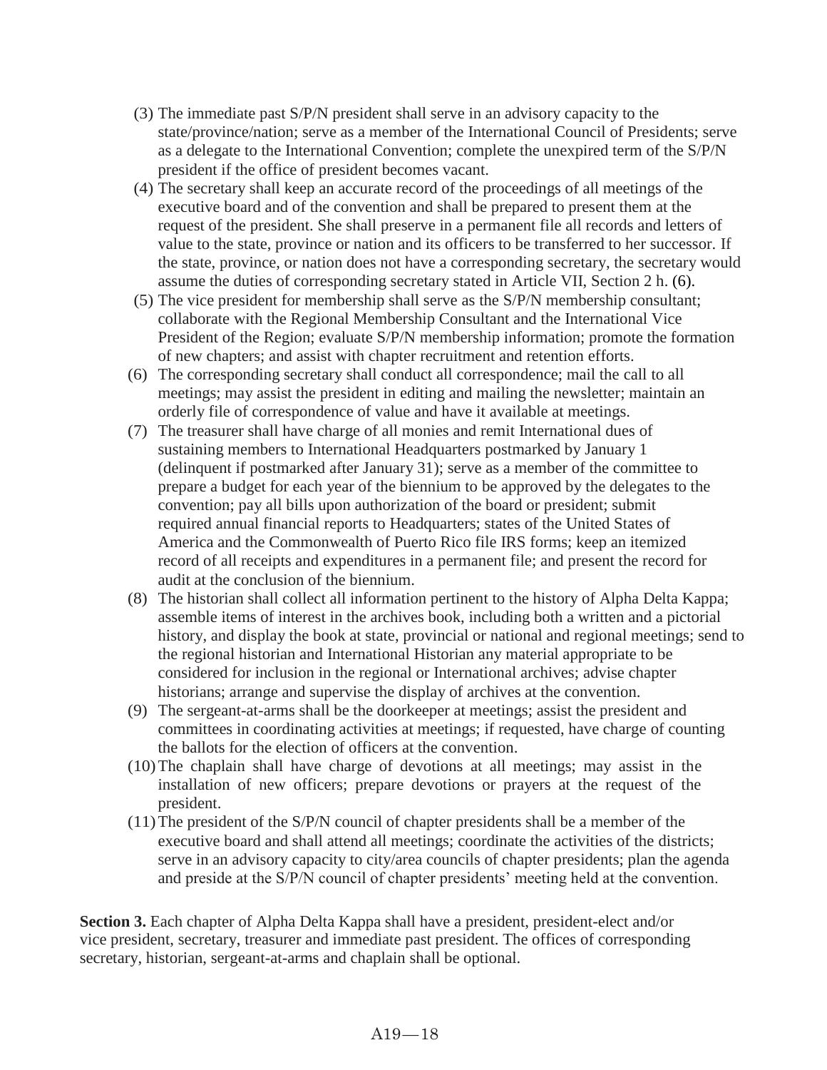(3) The immediate past S/P/N president shall serve in an advisory capacity to the state/province/nation; serve as a member of the International Council of Presidents; serve as a delegate to the International Convention; complete the unexpired term of the S/P/N president if the office of president becomes vacant.

(4) The secretary shall keep an accurate record of the proceedings of all meetings of the executive board and of the convention and shall be prepared to present them at the request of the president. She shall preserve in a permanent file all records and letters of value to the state, province or nation and its officers to be transferred to her successor. If the state, province, or nation does not have a corresponding secretary, the secretary would assume the duties of corresponding secretary stated in Article VII, Section 2 h. (6).

(5) The vice president for membership shall serve as the S/P/N membership consultant; collaborate with the Regional Membership Consultant and the International Vice President of the Region; evaluate S/P/N membership information; promote the formation of new chapters; and assist with chapter recruitment and retention efforts.

(6) The corresponding secretary shall conduct all correspondence; mail the call to all meetings; may assist the president in editing and mailing the newsletter; maintain an orderly file of correspondence of value and have it available at meetings.

(7) The treasurer shall have charge of all monies and remit International dues of sustaining members to International Headquarters postmarked by January 1 (delinquent if postmarked after January 31); serve as a member of the committee to prepare a budget for each year of the biennium to be approved by the delegates to the convention; pay all bills upon authorization of the board or president; submit required annual financial reports to Headquarters; states of the United States of America and the Commonwealth of Puerto Rico file IRS forms; keep an itemized record of all receipts and expenditures in a permanent file; and present the record for audit at the conclusion of the biennium.

(8) The historian shall collect all information pertinent to the history of Alpha Delta Kappa; assemble items of interest in the archives book, including both a written and a pictorial history, and display the book at state, provincial or national and regional meetings; send to the regional historian and International Historian any material appropriate to be considered for inclusion in the regional or International archives; advise chapter historians; arrange and supervise the display of archives at the convention.

(9) The sergeant-at-arms shall be the doorkeeper at meetings; assist the president and committees in coordinating activities at meetings; if requested, have charge of counting the ballots for the election of officers at the convention.

(10) The chaplain shall have charge of devotions at all meetings; may assist in the installation of new officers; prepare devotions or prayers at the request of the president.

(11) The president of the S/P/N council of chapter presidents shall be a member of the executive board and shall attend all meetings; coordinate the activities of the districts; serve in an advisory capacity to city/area councils of chapter presidents; plan the agenda and preside at the S/P/N council of chapter presidents' meeting held at the convention.

**Section 3.** Each chapter of Alpha Delta Kappa shall have a president, president-elect and/or vice president, secretary, treasurer and immediate past president. The offices of corresponding secretary, historian, sergeant-at-arms and chaplain shall be optional.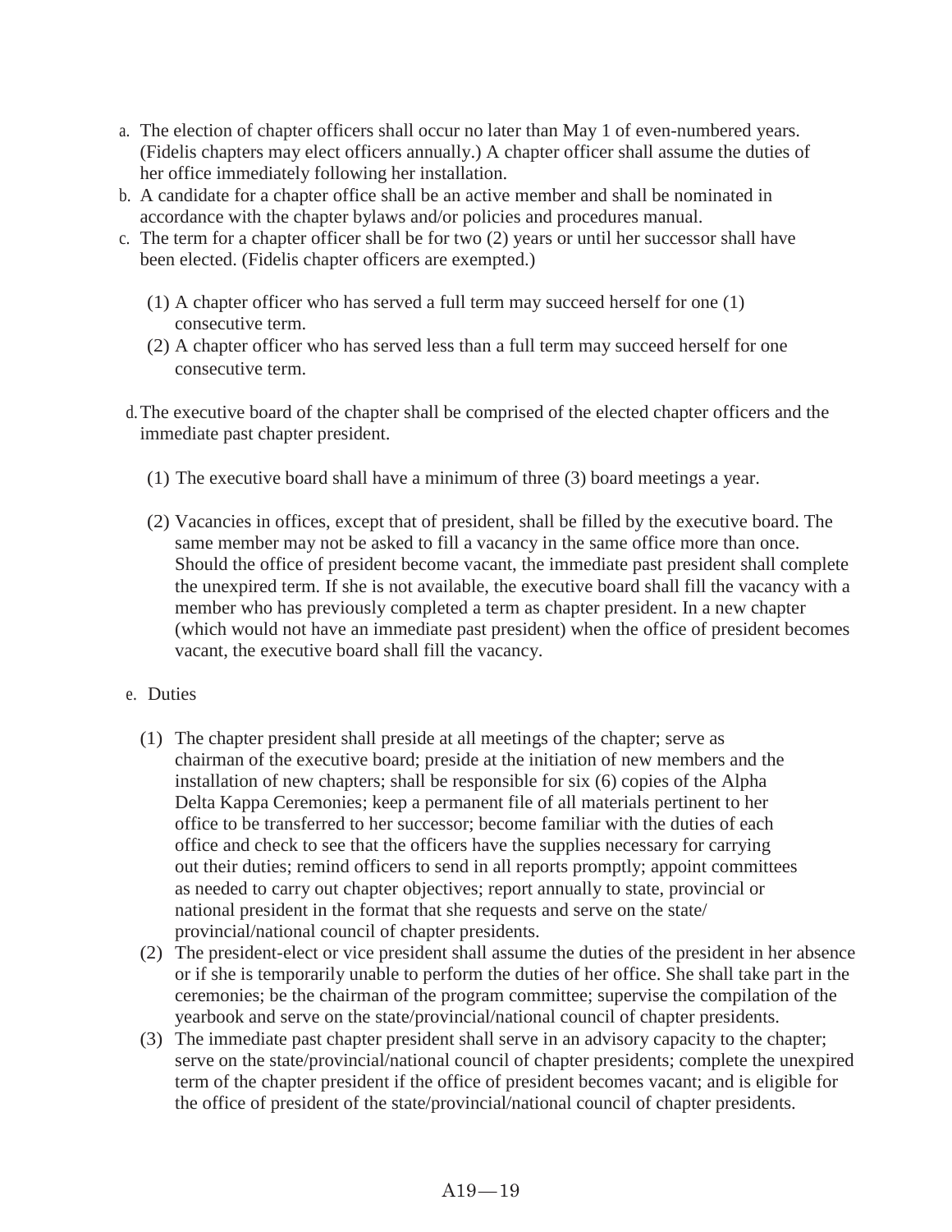a. The election of chapter officers shall occur no later than May 1 of even-numbered years. (Fidelis chapters may elect officers annually.) A chapter officer shall assume the duties of her office immediately following her installation.
b. A candidate for a chapter office shall be an active member and shall be nominated in accordance with the chapter bylaws and/or policies and procedures manual.
c. The term for a chapter officer shall be for two (2) years or until her successor shall have been elected. (Fidelis chapter officers are exempted.)

   (1) A chapter officer who has served a full term may succeed herself for one (1) consecutive term.
   (2) A chapter officer who has served less than a full term may succeed herself for one consecutive term.

d. The executive board of the chapter shall be comprised of the elected chapter officers and the immediate past chapter president.

   (1) The executive board shall have a minimum of three (3) board meetings a year.

   (2) Vacancies in offices, except that of president, shall be filled by the executive board. The same member may not be asked to fill a vacancy in the same office more than once. Should the office of president become vacant, the immediate past president shall complete the unexpired term. If she is not available, the executive board shall fill the vacancy with a member who has previously completed a term as chapter president. In a new chapter (which would not have an immediate past president) when the office of president becomes vacant, the executive board shall fill the vacancy.

e. Duties

   (1) The chapter president shall preside at all meetings of the chapter; serve as chairman of the executive board; preside at the initiation of new members and the installation of new chapters; shall be responsible for six (6) copies of the Alpha Delta Kappa Ceremonies; keep a permanent file of all materials pertinent to her office to be transferred to her successor; become familiar with the duties of each office and check to see that the officers have the supplies necessary for carrying out their duties; remind officers to send in all reports promptly; appoint committees as needed to carry out chapter objectives; report annually to state, provincial or national president in the format that she requests and serve on the state/provincial/national council of chapter presidents.
   (2) The president-elect or vice president shall assume the duties of the president in her absence or if she is temporarily unable to perform the duties of her office. She shall take part in the ceremonies; be the chairman of the program committee; supervise the compilation of the yearbook and serve on the state/provincial/national council of chapter presidents.
   (3) The immediate past chapter president shall serve in an advisory capacity to the chapter; serve on the state/provincial/national council of chapter presidents; complete the unexpired term of the chapter president if the office of president becomes vacant; and is eligible for the office of president of the state/provincial/national council of chapter presidents.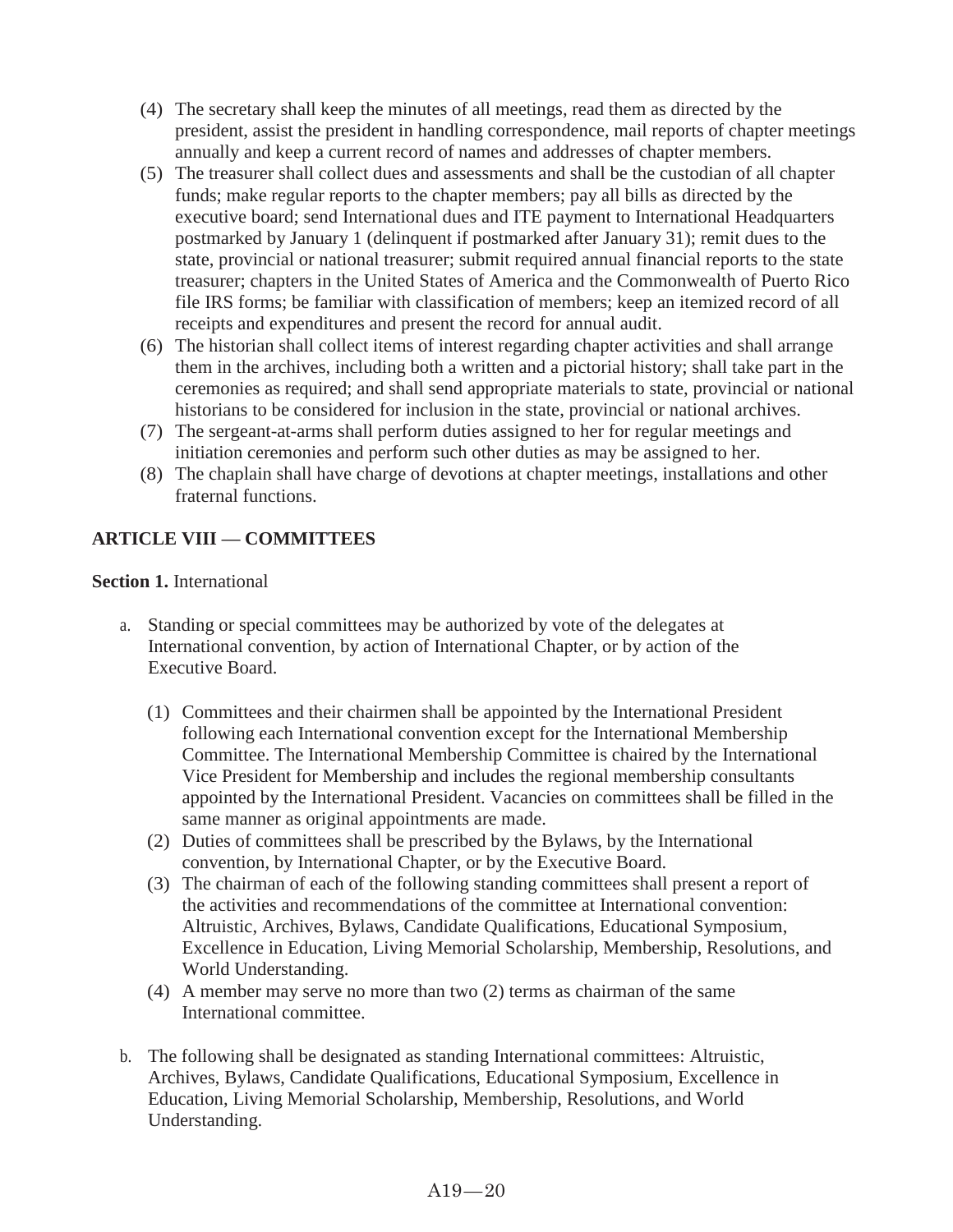(4) The secretary shall keep the minutes of all meetings, read them as directed by the president, assist the president in handling correspondence, mail reports of chapter meetings annually and keep a current record of names and addresses of chapter members.

(5) The treasurer shall collect dues and assessments and shall be the custodian of all chapter funds; make regular reports to the chapter members; pay all bills as directed by the executive board; send International dues and ITE payment to International Headquarters postmarked by January 1 (delinquent if postmarked after January 31); remit dues to the state, provincial or national treasurer; submit required annual financial reports to the state treasurer; chapters in the United States of America and the Commonwealth of Puerto Rico file IRS forms; be familiar with classification of members; keep an itemized record of all receipts and expenditures and present the record for annual audit.

(6) The historian shall collect items of interest regarding chapter activities and shall arrange them in the archives, including both a written and a pictorial history; shall take part in the ceremonies as required; and shall send appropriate materials to state, provincial or national historians to be considered for inclusion in the state, provincial or national archives.

(7) The sergeant-at-arms shall perform duties assigned to her for regular meetings and initiation ceremonies and perform such other duties as may be assigned to her.

(8) The chaplain shall have charge of devotions at chapter meetings, installations and other fraternal functions.

## ARTICLE VIII — COMMITTEES

**Section 1.** International

a. Standing or special committees may be authorized by vote of the delegates at International convention, by action of International Chapter, or by action of the Executive Board.

   (1) Committees and their chairmen shall be appointed by the International President following each International convention except for the International Membership Committee. The International Membership Committee is chaired by the International Vice President for Membership and includes the regional membership consultants appointed by the International President. Vacancies on committees shall be filled in the same manner as original appointments are made.

   (2) Duties of committees shall be prescribed by the Bylaws, by the International convention, by International Chapter, or by the Executive Board.

   (3) The chairman of each of the following standing committees shall present a report of the activities and recommendations of the committee at International convention: Altruistic, Archives, Bylaws, Candidate Qualifications, Educational Symposium, Excellence in Education, Living Memorial Scholarship, Membership, Resolutions, and World Understanding.

   (4) A member may serve no more than two (2) terms as chairman of the same International committee.

b. The following shall be designated as standing International committees: Altruistic, Archives, Bylaws, Candidate Qualifications, Educational Symposium, Excellence in Education, Living Memorial Scholarship, Membership, Resolutions, and World Understanding.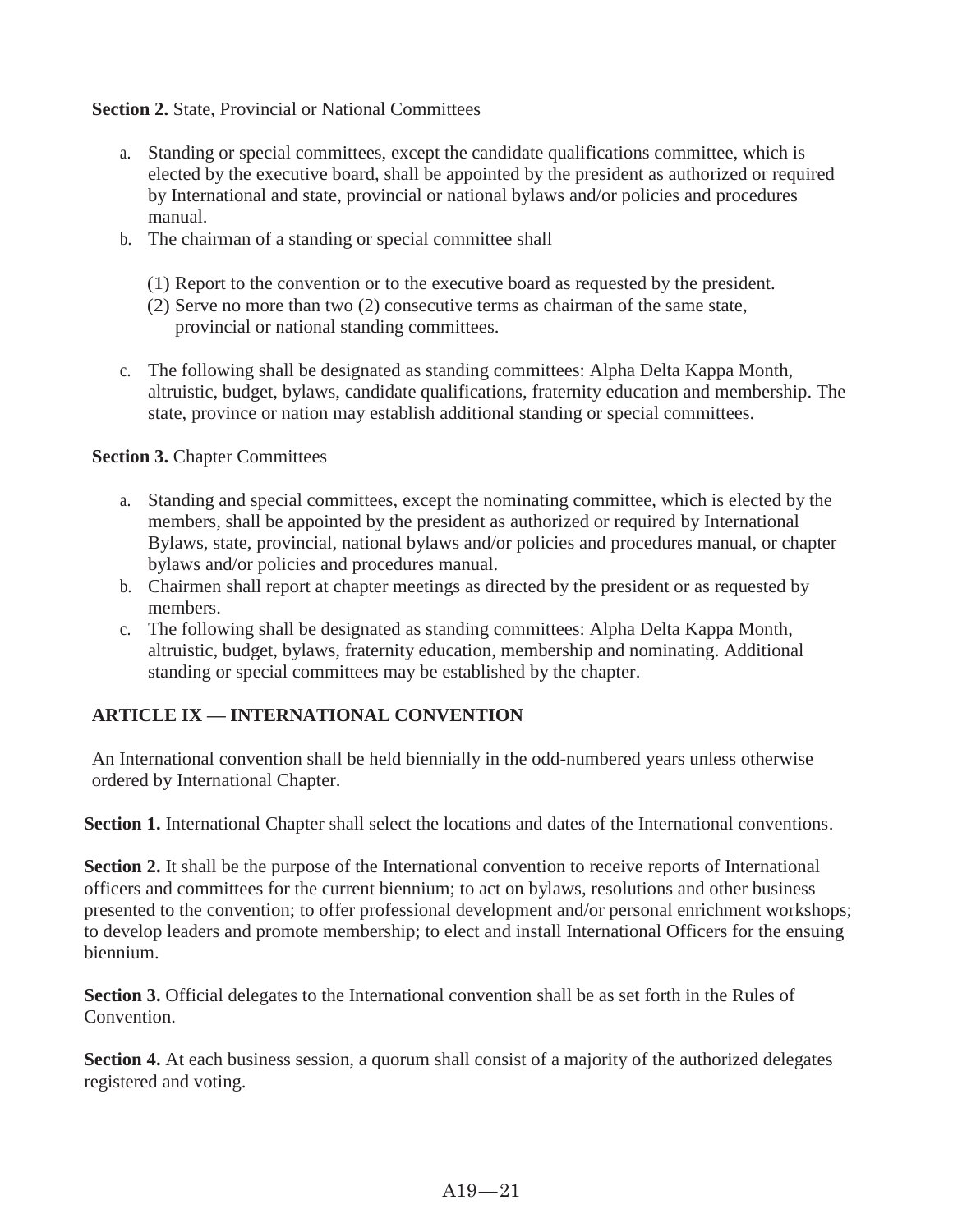**Section 2.** State, Provincial or National Committees

a. Standing or special committees, except the candidate qualifications committee, which is elected by the executive board, shall be appointed by the president as authorized or required by International and state, provincial or national bylaws and/or policies and procedures manual.
b. The chairman of a standing or special committee shall

    (1) Report to the convention or to the executive board as requested by the president.
    (2) Serve no more than two (2) consecutive terms as chairman of the same state, provincial or national standing committees.

c. The following shall be designated as standing committees: Alpha Delta Kappa Month, altruistic, budget, bylaws, candidate qualifications, fraternity education and membership. The state, province or nation may establish additional standing or special committees.

**Section 3.** Chapter Committees

a. Standing and special committees, except the nominating committee, which is elected by the members, shall be appointed by the president as authorized or required by International Bylaws, state, provincial, national bylaws and/or policies and procedures manual, or chapter bylaws and/or policies and procedures manual.
b. Chairmen shall report at chapter meetings as directed by the president or as requested by members.
c. The following shall be designated as standing committees: Alpha Delta Kappa Month, altruistic, budget, bylaws, fraternity education, membership and nominating. Additional standing or special committees may be established by the chapter.

## ARTICLE IX — INTERNATIONAL CONVENTION

An International convention shall be held biennially in the odd-numbered years unless otherwise ordered by International Chapter.

**Section 1.** International Chapter shall select the locations and dates of the International conventions.

**Section 2.** It shall be the purpose of the International convention to receive reports of International officers and committees for the current biennium; to act on bylaws, resolutions and other business presented to the convention; to offer professional development and/or personal enrichment workshops; to develop leaders and promote membership; to elect and install International Officers for the ensuing biennium.

**Section 3.** Official delegates to the International convention shall be as set forth in the Rules of Convention.

**Section 4.** At each business session, a quorum shall consist of a majority of the authorized delegates registered and voting.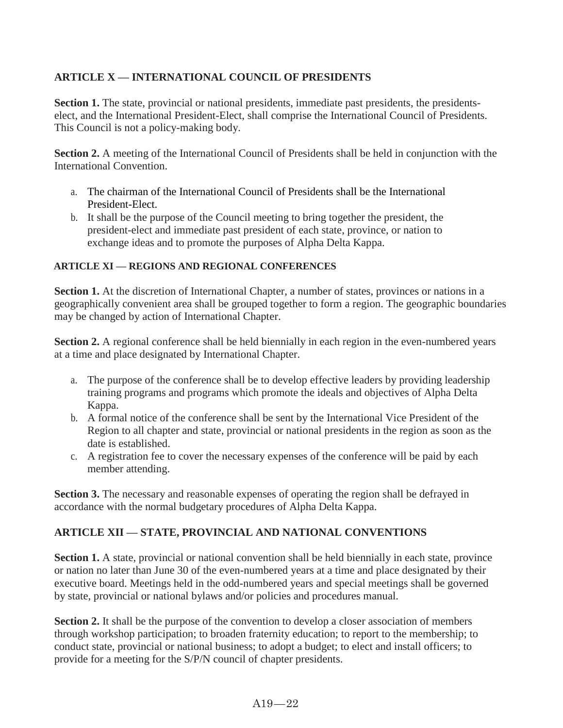## ARTICLE X — INTERNATIONAL COUNCIL OF PRESIDENTS

**Section 1.** The state, provincial or national presidents, immediate past presidents, the presidents-elect, and the International President-Elect, shall comprise the International Council of Presidents. This Council is not a policy-making body.

**Section 2.** A meeting of the International Council of Presidents shall be held in conjunction with the International Convention.

a. The chairman of the International Council of Presidents shall be the International President-Elect.
b. It shall be the purpose of the Council meeting to bring together the president, the president-elect and immediate past president of each state, province, or nation to exchange ideas and to promote the purposes of Alpha Delta Kappa.

## ARTICLE XI — REGIONS AND REGIONAL CONFERENCES

**Section 1.** At the discretion of International Chapter, a number of states, provinces or nations in a geographically convenient area shall be grouped together to form a region. The geographic boundaries may be changed by action of International Chapter.

**Section 2.** A regional conference shall be held biennially in each region in the even-numbered years at a time and place designated by International Chapter.

a. The purpose of the conference shall be to develop effective leaders by providing leadership training programs and programs which promote the ideals and objectives of Alpha Delta Kappa.
b. A formal notice of the conference shall be sent by the International Vice President of the Region to all chapter and state, provincial or national presidents in the region as soon as the date is established.
c. A registration fee to cover the necessary expenses of the conference will be paid by each member attending.

**Section 3.** The necessary and reasonable expenses of operating the region shall be defrayed in accordance with the normal budgetary procedures of Alpha Delta Kappa.

## ARTICLE XII — STATE, PROVINCIAL AND NATIONAL CONVENTIONS

**Section 1.** A state, provincial or national convention shall be held biennially in each state, province or nation no later than June 30 of the even-numbered years at a time and place designated by their executive board. Meetings held in the odd-numbered years and special meetings shall be governed by state, provincial or national bylaws and/or policies and procedures manual.

**Section 2.** It shall be the purpose of the convention to develop a closer association of members through workshop participation; to broaden fraternity education; to report to the membership; to conduct state, provincial or national business; to adopt a budget; to elect and install officers; to provide for a meeting for the S/P/N council of chapter presidents.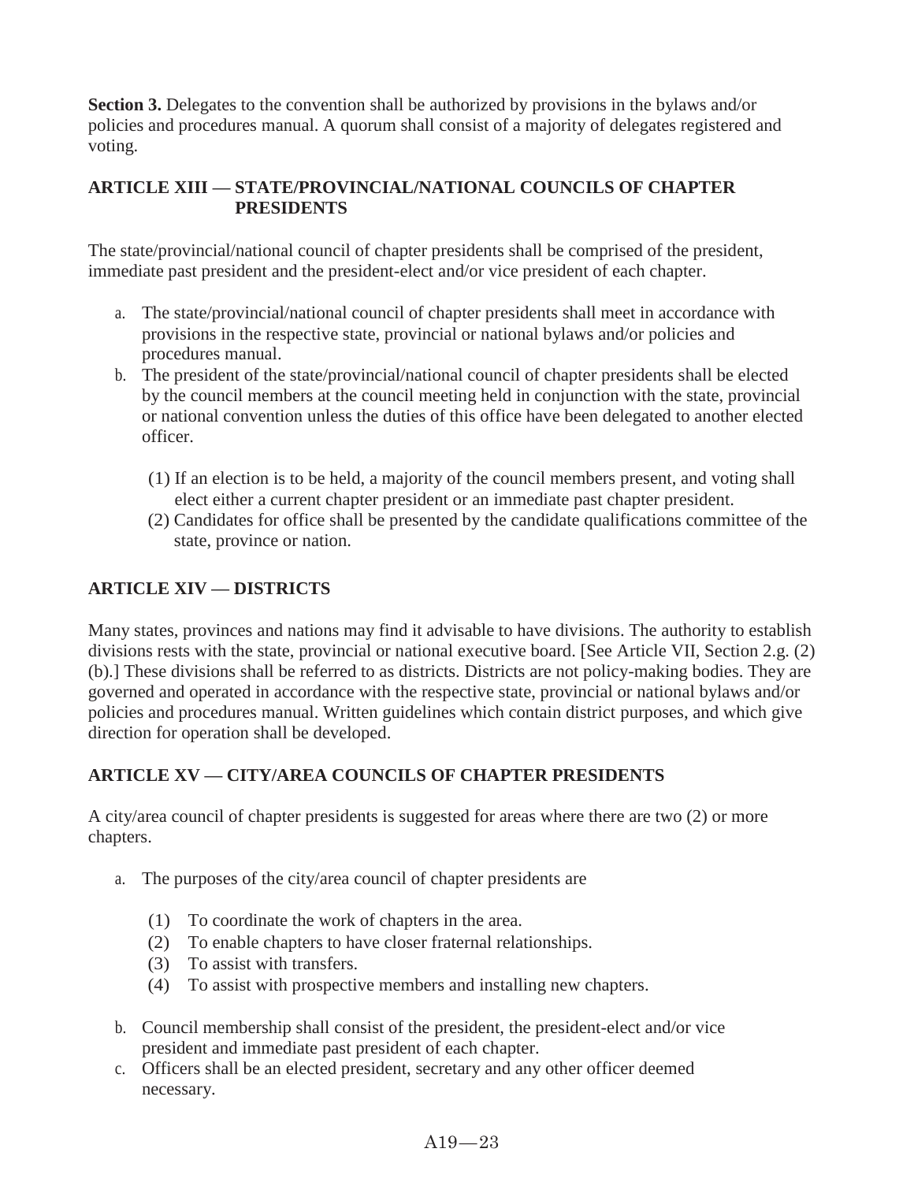**Section 3.** Delegates to the convention shall be authorized by provisions in the bylaws and/or policies and procedures manual. A quorum shall consist of a majority of delegates registered and voting.

## ARTICLE XIII — STATE/PROVINCIAL/NATIONAL COUNCILS OF CHAPTER PRESIDENTS

The state/provincial/national council of chapter presidents shall be comprised of the president, immediate past president and the president-elect and/or vice president of each chapter.

a. The state/provincial/national council of chapter presidents shall meet in accordance with provisions in the respective state, provincial or national bylaws and/or policies and procedures manual.

b. The president of the state/provincial/national council of chapter presidents shall be elected by the council members at the council meeting held in conjunction with the state, provincial or national convention unless the duties of this office have been delegated to another elected officer.

   (1) If an election is to be held, a majority of the council members present, and voting shall elect either a current chapter president or an immediate past chapter president.

   (2) Candidates for office shall be presented by the candidate qualifications committee of the state, province or nation.

## ARTICLE XIV — DISTRICTS

Many states, provinces and nations may find it advisable to have divisions. The authority to establish divisions rests with the state, provincial or national executive board. [See Article VII, Section 2.g. (2) (b).] These divisions shall be referred to as districts. Districts are not policy-making bodies. They are governed and operated in accordance with the respective state, provincial or national bylaws and/or policies and procedures manual. Written guidelines which contain district purposes, and which give direction for operation shall be developed.

## ARTICLE XV — CITY/AREA COUNCILS OF CHAPTER PRESIDENTS

A city/area council of chapter presidents is suggested for areas where there are two (2) or more chapters.

a. The purposes of the city/area council of chapter presidents are

   (1) To coordinate the work of chapters in the area.

   (2) To enable chapters to have closer fraternal relationships.

   (3) To assist with transfers.

   (4) To assist with prospective members and installing new chapters.

b. Council membership shall consist of the president, the president-elect and/or vice president and immediate past president of each chapter.

c. Officers shall be an elected president, secretary and any other officer deemed necessary.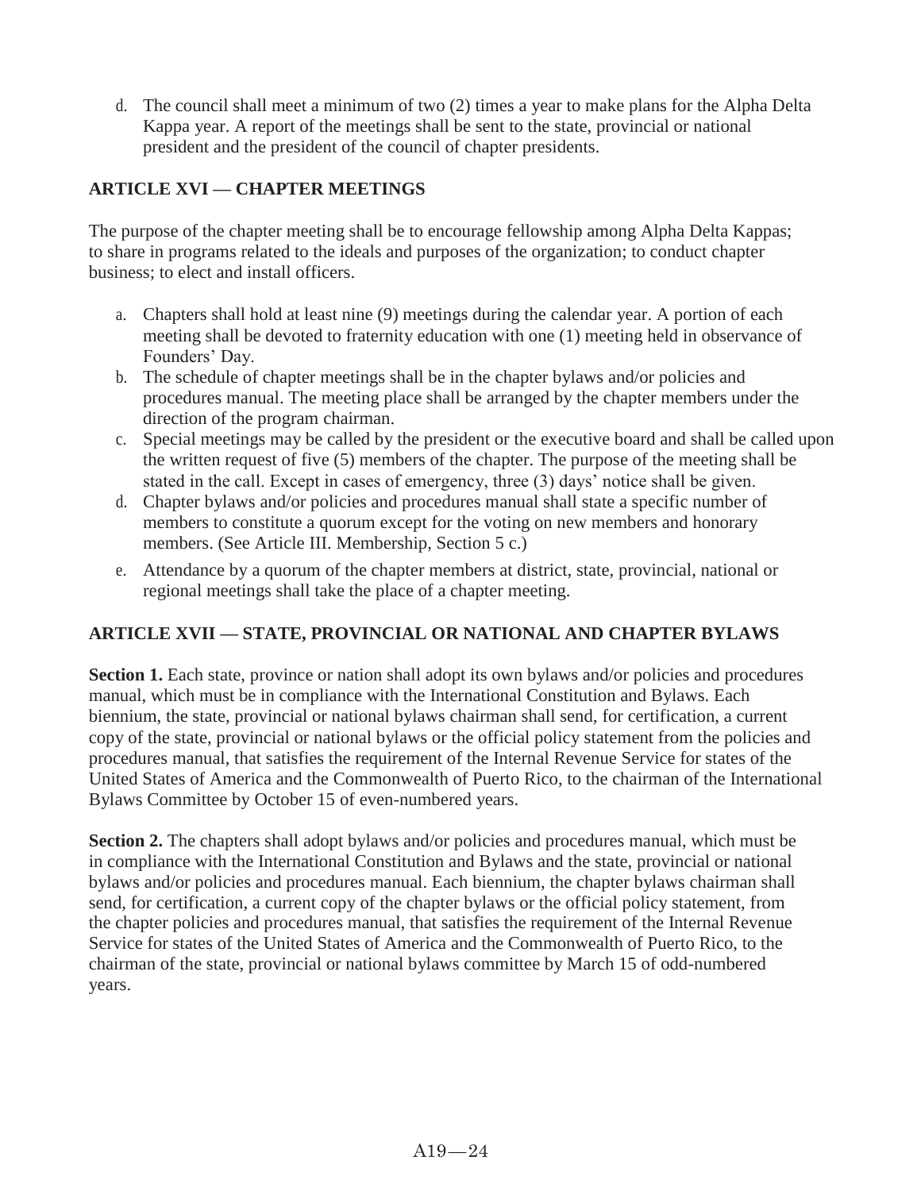d. The council shall meet a minimum of two (2) times a year to make plans for the Alpha Delta Kappa year. A report of the meetings shall be sent to the state, provincial or national president and the president of the council of chapter presidents.

## ARTICLE XVI — CHAPTER MEETINGS

The purpose of the chapter meeting shall be to encourage fellowship among Alpha Delta Kappas; to share in programs related to the ideals and purposes of the organization; to conduct chapter business; to elect and install officers.

a. Chapters shall hold at least nine (9) meetings during the calendar year. A portion of each meeting shall be devoted to fraternity education with one (1) meeting held in observance of Founders' Day.

b. The schedule of chapter meetings shall be in the chapter bylaws and/or policies and procedures manual. The meeting place shall be arranged by the chapter members under the direction of the program chairman.

c. Special meetings may be called by the president or the executive board and shall be called upon the written request of five (5) members of the chapter. The purpose of the meeting shall be stated in the call. Except in cases of emergency, three (3) days' notice shall be given.

d. Chapter bylaws and/or policies and procedures manual shall state a specific number of members to constitute a quorum except for the voting on new members and honorary members. (See Article III. Membership, Section 5 c.)

e. Attendance by a quorum of the chapter members at district, state, provincial, national or regional meetings shall take the place of a chapter meeting.

## ARTICLE XVII — STATE, PROVINCIAL OR NATIONAL AND CHAPTER BYLAWS

**Section 1.** Each state, province or nation shall adopt its own bylaws and/or policies and procedures manual, which must be in compliance with the International Constitution and Bylaws. Each biennium, the state, provincial or national bylaws chairman shall send, for certification, a current copy of the state, provincial or national bylaws or the official policy statement from the policies and procedures manual, that satisfies the requirement of the Internal Revenue Service for states of the United States of America and the Commonwealth of Puerto Rico, to the chairman of the International Bylaws Committee by October 15 of even-numbered years.

**Section 2.** The chapters shall adopt bylaws and/or policies and procedures manual, which must be in compliance with the International Constitution and Bylaws and the state, provincial or national bylaws and/or policies and procedures manual. Each biennium, the chapter bylaws chairman shall send, for certification, a current copy of the chapter bylaws or the official policy statement, from the chapter policies and procedures manual, that satisfies the requirement of the Internal Revenue Service for states of the United States of America and the Commonwealth of Puerto Rico, to the chairman of the state, provincial or national bylaws committee by March 15 of odd-numbered years.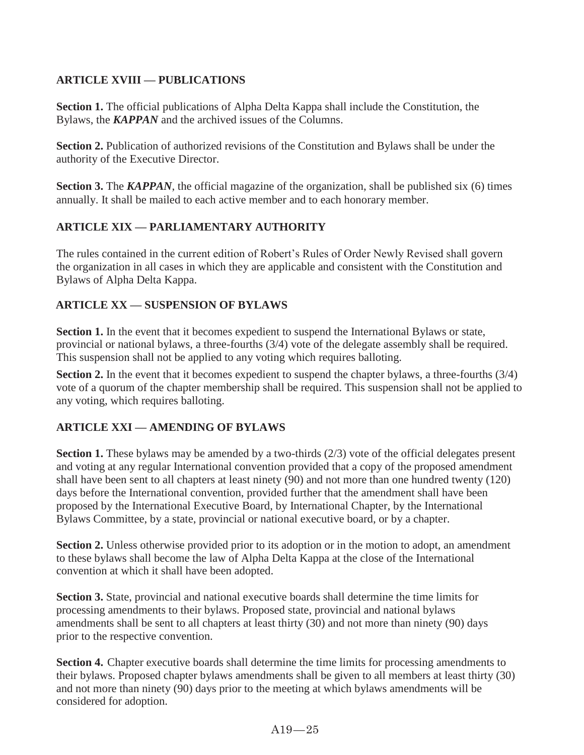## ARTICLE XVIII — PUBLICATIONS

**Section 1.** The official publications of Alpha Delta Kappa shall include the Constitution, the Bylaws, the ***KAPPAN*** and the archived issues of the Columns.

**Section 2.** Publication of authorized revisions of the Constitution and Bylaws shall be under the authority of the Executive Director.

**Section 3.** The ***KAPPAN***, the official magazine of the organization, shall be published six (6) times annually. It shall be mailed to each active member and to each honorary member.

## ARTICLE XIX — PARLIAMENTARY AUTHORITY

The rules contained in the current edition of Robert's Rules of Order Newly Revised shall govern the organization in all cases in which they are applicable and consistent with the Constitution and Bylaws of Alpha Delta Kappa.

## ARTICLE XX — SUSPENSION OF BYLAWS

**Section 1.** In the event that it becomes expedient to suspend the International Bylaws or state, provincial or national bylaws, a three-fourths (3/4) vote of the delegate assembly shall be required. This suspension shall not be applied to any voting which requires balloting.

**Section 2.** In the event that it becomes expedient to suspend the chapter bylaws, a three-fourths (3/4) vote of a quorum of the chapter membership shall be required. This suspension shall not be applied to any voting, which requires balloting.

## ARTICLE XXI — AMENDING OF BYLAWS

**Section 1.** These bylaws may be amended by a two-thirds (2/3) vote of the official delegates present and voting at any regular International convention provided that a copy of the proposed amendment shall have been sent to all chapters at least ninety (90) and not more than one hundred twenty (120) days before the International convention, provided further that the amendment shall have been proposed by the International Executive Board, by International Chapter, by the International Bylaws Committee, by a state, provincial or national executive board, or by a chapter.

**Section 2.** Unless otherwise provided prior to its adoption or in the motion to adopt, an amendment to these bylaws shall become the law of Alpha Delta Kappa at the close of the International convention at which it shall have been adopted.

**Section 3.** State, provincial and national executive boards shall determine the time limits for processing amendments to their bylaws. Proposed state, provincial and national bylaws amendments shall be sent to all chapters at least thirty (30) and not more than ninety (90) days prior to the respective convention.

**Section 4.** Chapter executive boards shall determine the time limits for processing amendments to their bylaws. Proposed chapter bylaws amendments shall be given to all members at least thirty (30) and not more than ninety (90) days prior to the meeting at which bylaws amendments will be considered for adoption.